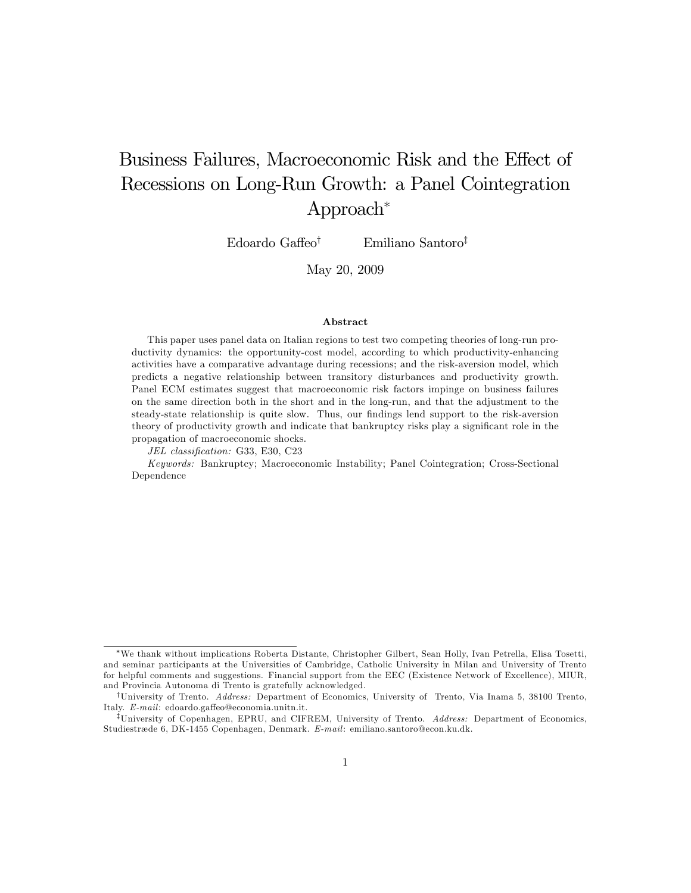# Business Failures, Macroeconomic Risk and the Effect of Recessions on Long-Run Growth: a Panel Cointegration Approach[*]

Edoardo Gaffeo[†] Emiliano Santoro[‡]

May 20, 2009

### Abstract

This paper uses panel data on Italian regions to test two competing theories of long-run productivity dynamics: the opportunity-cost model, according to which productivity-enhancing activities have a comparative advantage during recessions; and the risk-aversion model, which predicts a negative relationship between transitory disturbances and productivity growth. Panel ECM estimates suggest that macroeconomic risk factors impinge on business failures on the same direction both in the short and in the long-run, and that the adjustment to the steady-state relationship is quite slow. Thus, our findings lend support to the risk-aversion theory of productivity growth and indicate that bankruptcy risks play a significant role in the propagation of macroeconomic shocks.

*JEL classification:* G33, E30, C23

*Keywords:* Bankruptcy; Macroeconomic Instability; Panel Cointegration; Cross-Sectional Dependence

---

[*] We thank without implications Roberta Distante, Christopher Gilbert, Sean Holly, Ivan Petrella, Elisa Tosetti, and seminar participants at the Universities of Cambridge, Catholic University in Milan and University of Trento for helpful comments and suggestions. Financial support from the EEC (Existence Network of Excellence), MIUR, and Provincia Autonoma di Trento is gratefully acknowledged.

[†] University of Trento. *Address:* Department of Economics, University of Trento, Via Inama 5, 38100 Trento, Italy. *E-mail*: edoardo.gaffeo@economia.unitn.it.

[‡] University of Copenhagen, EPRU, and CIFREM, University of Trento. *Address:* Department of Economics, Studiestræde 6, DK-1455 Copenhagen, Denmark. *E-mail*: emiliano.santoro@econ.ku.dk.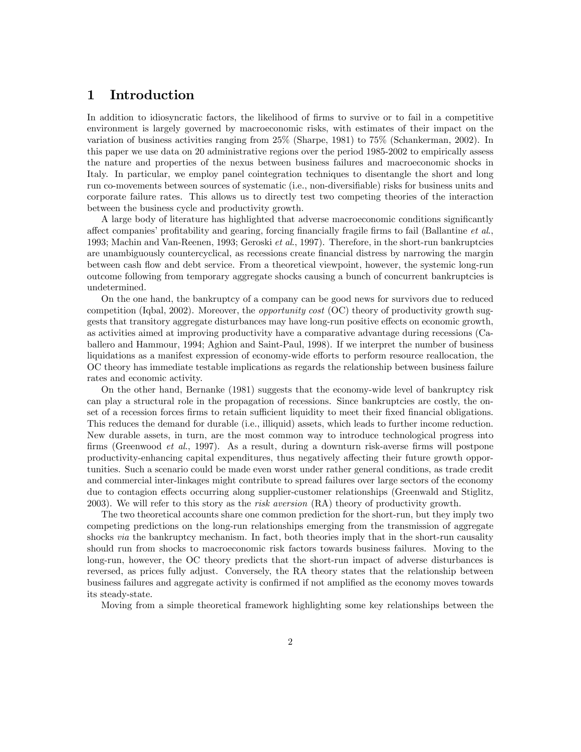# 1 Introduction

In addition to idiosyncratic factors, the likelihood of firms to survive or to fail in a competitive environment is largely governed by macroeconomic risks, with estimates of their impact on the variation of business activities ranging from 25% (Sharpe, 1981) to 75% (Schankerman, 2002). In this paper we use data on 20 administrative regions over the period 1985-2002 to empirically assess the nature and properties of the nexus between business failures and macroeconomic shocks in Italy. In particular, we employ panel cointegration techniques to disentangle the short and long run co-movements between sources of systematic (i.e., non-diversifiable) risks for business units and corporate failure rates. This allows us to directly test two competing theories of the interaction between the business cycle and productivity growth.

A large body of literature has highlighted that adverse macroeconomic conditions significantly affect companies' profitability and gearing, forcing financially fragile firms to fail (Ballantine *et al.*, 1993; Machin and Van-Reenen, 1993; Geroski *et al.*, 1997). Therefore, in the short-run bankruptcies are unambiguously countercyclical, as recessions create financial distress by narrowing the margin between cash flow and debt service. From a theoretical viewpoint, however, the systemic long-run outcome following from temporary aggregate shocks causing a bunch of concurrent bankruptcies is undetermined.

On the one hand, the bankruptcy of a company can be good news for survivors due to reduced competition (Iqbal, 2002). Moreover, the *opportunity cost* (OC) theory of productivity growth suggests that transitory aggregate disturbances may have long-run positive effects on economic growth, as activities aimed at improving productivity have a comparative advantage during recessions (Caballero and Hammour, 1994; Aghion and Saint-Paul, 1998). If we interpret the number of business liquidations as a manifest expression of economy-wide efforts to perform resource reallocation, the OC theory has immediate testable implications as regards the relationship between business failure rates and economic activity.

On the other hand, Bernanke (1981) suggests that the economy-wide level of bankruptcy risk can play a structural role in the propagation of recessions. Since bankruptcies are costly, the onset of a recession forces firms to retain sufficient liquidity to meet their fixed financial obligations. This reduces the demand for durable (i.e., illiquid) assets, which leads to further income reduction. New durable assets, in turn, are the most common way to introduce technological progress into firms (Greenwood *et al.*, 1997). As a result, during a downturn risk-averse firms will postpone productivity-enhancing capital expenditures, thus negatively affecting their future growth opportunities. Such a scenario could be made even worst under rather general conditions, as trade credit and commercial inter-linkages might contribute to spread failures over large sectors of the economy due to contagion effects occurring along supplier-customer relationships (Greenwald and Stiglitz, 2003). We will refer to this story as the *risk aversion* (RA) theory of productivity growth.

The two theoretical accounts share one common prediction for the short-run, but they imply two competing predictions on the long-run relationships emerging from the transmission of aggregate shocks *via* the bankruptcy mechanism. In fact, both theories imply that in the short-run causality should run from shocks to macroeconomic risk factors towards business failures. Moving to the long-run, however, the OC theory predicts that the short-run impact of adverse disturbances is reversed, as prices fully adjust. Conversely, the RA theory states that the relationship between business failures and aggregate activity is confirmed if not amplified as the economy moves towards its steady-state.

Moving from a simple theoretical framework highlighting some key relationships between the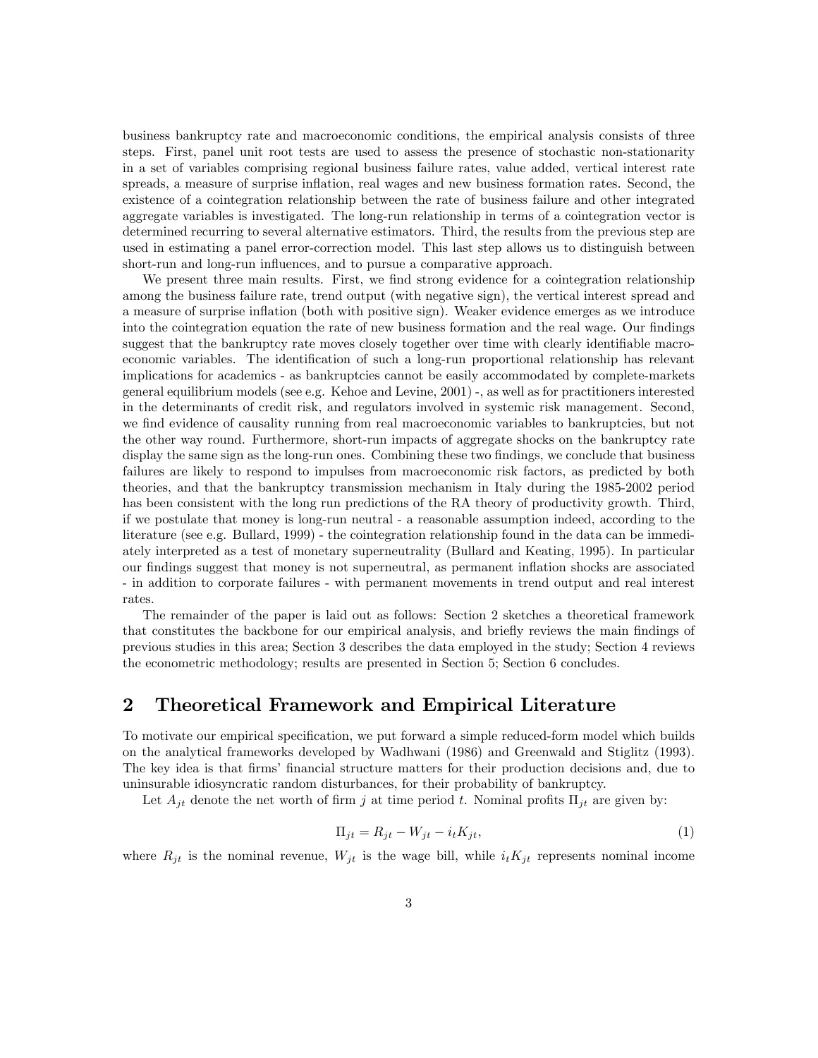business bankruptcy rate and macroeconomic conditions, the empirical analysis consists of three steps. First, panel unit root tests are used to assess the presence of stochastic non-stationarity in a set of variables comprising regional business failure rates, value added, vertical interest rate spreads, a measure of surprise inflation, real wages and new business formation rates. Second, the existence of a cointegration relationship between the rate of business failure and other integrated aggregate variables is investigated. The long-run relationship in terms of a cointegration vector is determined recurring to several alternative estimators. Third, the results from the previous step are used in estimating a panel error-correction model. This last step allows us to distinguish between short-run and long-run influences, and to pursue a comparative approach.

We present three main results. First, we find strong evidence for a cointegration relationship among the business failure rate, trend output (with negative sign), the vertical interest spread and a measure of surprise inflation (both with positive sign). Weaker evidence emerges as we introduce into the cointegration equation the rate of new business formation and the real wage. Our findings suggest that the bankruptcy rate moves closely together over time with clearly identifiable macroeconomic variables. The identification of such a long-run proportional relationship has relevant implications for academics - as bankruptcies cannot be easily accommodated by complete-markets general equilibrium models (see e.g. Kehoe and Levine, 2001) -, as well as for practitioners interested in the determinants of credit risk, and regulators involved in systemic risk management. Second, we find evidence of causality running from real macroeconomic variables to bankruptcies, but not the other way round. Furthermore, short-run impacts of aggregate shocks on the bankruptcy rate display the same sign as the long-run ones. Combining these two findings, we conclude that business failures are likely to respond to impulses from macroeconomic risk factors, as predicted by both theories, and that the bankruptcy transmission mechanism in Italy during the 1985-2002 period has been consistent with the long run predictions of the RA theory of productivity growth. Third, if we postulate that money is long-run neutral - a reasonable assumption indeed, according to the literature (see e.g. Bullard, 1999) - the cointegration relationship found in the data can be immediately interpreted as a test of monetary superneutrality (Bullard and Keating, 1995). In particular our findings suggest that money is not superneutral, as permanent inflation shocks are associated - in addition to corporate failures - with permanent movements in trend output and real interest rates.

The remainder of the paper is laid out as follows: Section 2 sketches a theoretical framework that constitutes the backbone for our empirical analysis, and briefly reviews the main findings of previous studies in this area; Section 3 describes the data employed in the study; Section 4 reviews the econometric methodology; results are presented in Section 5; Section 6 concludes.

## 2 Theoretical Framework and Empirical Literature

To motivate our empirical specification, we put forward a simple reduced-form model which builds on the analytical frameworks developed by Wadhwani (1986) and Greenwald and Stiglitz (1993). The key idea is that firms' financial structure matters for their production decisions and, due to uninsurable idiosyncratic random disturbances, for their probability of bankruptcy.

Let $A_{jt}$ denote the net worth of firm $j$ at time period $t$. Nominal profits $\Pi_{jt}$ are given by:

$$\Pi_{jt} = R_{jt} - W_{jt} - i_t K_{jt}, \tag{1}$$

where $R_{jt}$ is the nominal revenue, $W_{jt}$ is the wage bill, while $i_t K_{jt}$ represents nominal income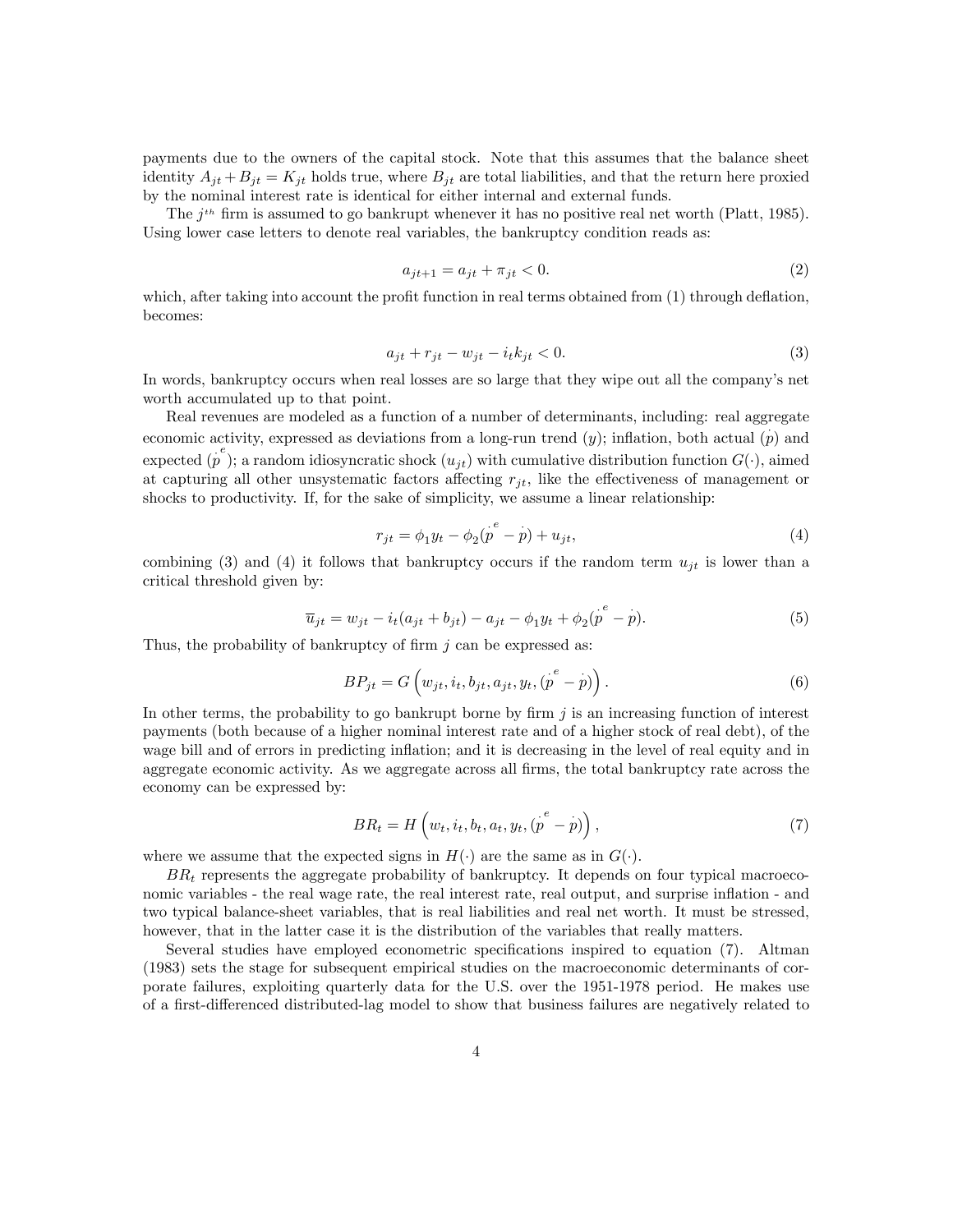payments due to the owners of the capital stock. Note that this assumes that the balance sheet identity $A_{jt} + B_{jt} = K_{jt}$ holds true, where $B_{jt}$ are total liabilities, and that the return here proxied by the nominal interest rate is identical for either internal and external funds.

The $j^{th}$ firm is assumed to go bankrupt whenever it has no positive real net worth (Platt, 1985). Using lower case letters to denote real variables, the bankruptcy condition reads as:

$$a_{jt+1} = a_{jt} + \pi_{jt} < 0. \tag{2}$$

which, after taking into account the profit function in real terms obtained from (1) through deflation, becomes:

$$a_{jt} + r_{jt} - w_{jt} - i_t k_{jt} < 0. \tag{3}$$

In words, bankruptcy occurs when real losses are so large that they wipe out all the company's net worth accumulated up to that point.

Real revenues are modeled as a function of a number of determinants, including: real aggregate economic activity, expressed as deviations from a long-run trend ($y$); inflation, both actual ($\dot{p}$) and expected ($\dot{p}^e$); a random idiosyncratic shock ($u_{jt}$) with cumulative distribution function $G(\cdot)$, aimed at capturing all other unsystematic factors affecting $r_{jt}$, like the effectiveness of management or shocks to productivity. If, for the sake of simplicity, we assume a linear relationship:

$$r_{jt} = \phi_1 y_t - \phi_2(\dot{p}^e - \dot{p}) + u_{jt}, \tag{4}$$

combining (3) and (4) it follows that bankruptcy occurs if the random term $u_{jt}$ is lower than a critical threshold given by:

$$\overline{u}_{jt} = w_{jt} - i_t(a_{jt} + b_{jt}) - a_{jt} - \phi_1 y_t + \phi_2(\dot{p}^e - \dot{p}). \tag{5}$$

Thus, the probability of bankruptcy of firm $j$ can be expressed as:

$$BP_{jt} = G\left(w_{jt}, i_t, b_{jt}, a_{jt}, y_t, (\dot{p}^e - \dot{p})\right). \tag{6}$$

In other terms, the probability to go bankrupt borne by firm $j$ is an increasing function of interest payments (both because of a higher nominal interest rate and of a higher stock of real debt), of the wage bill and of errors in predicting inflation; and it is decreasing in the level of real equity and in aggregate economic activity. As we aggregate across all firms, the total bankruptcy rate across the economy can be expressed by:

$$BR_t = H\left(w_t, i_t, b_t, a_t, y_t, (\dot{p}^e - \dot{p})\right), \tag{7}$$

where we assume that the expected signs in $H(\cdot)$ are the same as in $G(\cdot)$.

$BR_t$ represents the aggregate probability of bankruptcy. It depends on four typical macroeconomic variables - the real wage rate, the real interest rate, real output, and surprise inflation - and two typical balance-sheet variables, that is real liabilities and real net worth. It must be stressed, however, that in the latter case it is the distribution of the variables that really matters.

Several studies have employed econometric specifications inspired to equation (7). Altman (1983) sets the stage for subsequent empirical studies on the macroeconomic determinants of corporate failures, exploiting quarterly data for the U.S. over the 1951-1978 period. He makes use of a first-differenced distributed-lag model to show that business failures are negatively related to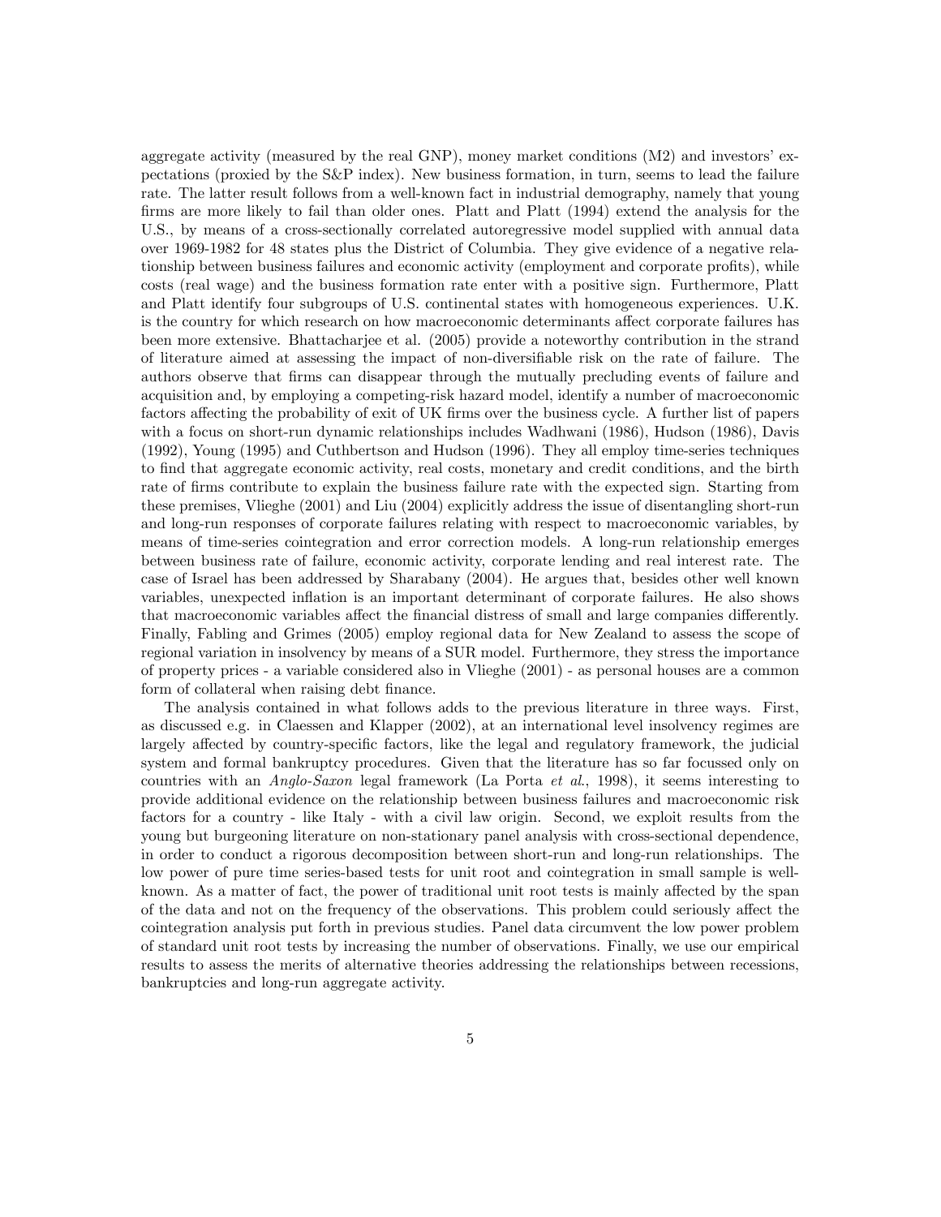aggregate activity (measured by the real GNP), money market conditions (M2) and investors' expectations (proxied by the S&P index). New business formation, in turn, seems to lead the failure rate. The latter result follows from a well-known fact in industrial demography, namely that young firms are more likely to fail than older ones. Platt and Platt (1994) extend the analysis for the U.S., by means of a cross-sectionally correlated autoregressive model supplied with annual data over 1969-1982 for 48 states plus the District of Columbia. They give evidence of a negative relationship between business failures and economic activity (employment and corporate profits), while costs (real wage) and the business formation rate enter with a positive sign. Furthermore, Platt and Platt identify four subgroups of U.S. continental states with homogeneous experiences. U.K. is the country for which research on how macroeconomic determinants affect corporate failures has been more extensive. Bhattacharjee et al. (2005) provide a noteworthy contribution in the strand of literature aimed at assessing the impact of non-diversifiable risk on the rate of failure. The authors observe that firms can disappear through the mutually precluding events of failure and acquisition and, by employing a competing-risk hazard model, identify a number of macroeconomic factors affecting the probability of exit of UK firms over the business cycle. A further list of papers with a focus on short-run dynamic relationships includes Wadhwani (1986), Hudson (1986), Davis (1992), Young (1995) and Cuthbertson and Hudson (1996). They all employ time-series techniques to find that aggregate economic activity, real costs, monetary and credit conditions, and the birth rate of firms contribute to explain the business failure rate with the expected sign. Starting from these premises, Vlieghe (2001) and Liu (2004) explicitly address the issue of disentangling short-run and long-run responses of corporate failures relating with respect to macroeconomic variables, by means of time-series cointegration and error correction models. A long-run relationship emerges between business rate of failure, economic activity, corporate lending and real interest rate. The case of Israel has been addressed by Sharabany (2004). He argues that, besides other well known variables, unexpected inflation is an important determinant of corporate failures. He also shows that macroeconomic variables affect the financial distress of small and large companies differently. Finally, Fabling and Grimes (2005) employ regional data for New Zealand to assess the scope of regional variation in insolvency by means of a SUR model. Furthermore, they stress the importance of property prices - a variable considered also in Vlieghe (2001) - as personal houses are a common form of collateral when raising debt finance.

The analysis contained in what follows adds to the previous literature in three ways. First, as discussed e.g. in Claessen and Klapper (2002), at an international level insolvency regimes are largely affected by country-specific factors, like the legal and regulatory framework, the judicial system and formal bankruptcy procedures. Given that the literature has so far focussed only on countries with an *Anglo-Saxon* legal framework (La Porta *et al.*, 1998), it seems interesting to provide additional evidence on the relationship between business failures and macroeconomic risk factors for a country - like Italy - with a civil law origin. Second, we exploit results from the young but burgeoning literature on non-stationary panel analysis with cross-sectional dependence, in order to conduct a rigorous decomposition between short-run and long-run relationships. The low power of pure time series-based tests for unit root and cointegration in small sample is well-known. As a matter of fact, the power of traditional unit root tests is mainly affected by the span of the data and not on the frequency of the observations. This problem could seriously affect the cointegration analysis put forth in previous studies. Panel data circumvent the low power problem of standard unit root tests by increasing the number of observations. Finally, we use our empirical results to assess the merits of alternative theories addressing the relationships between recessions, bankruptcies and long-run aggregate activity.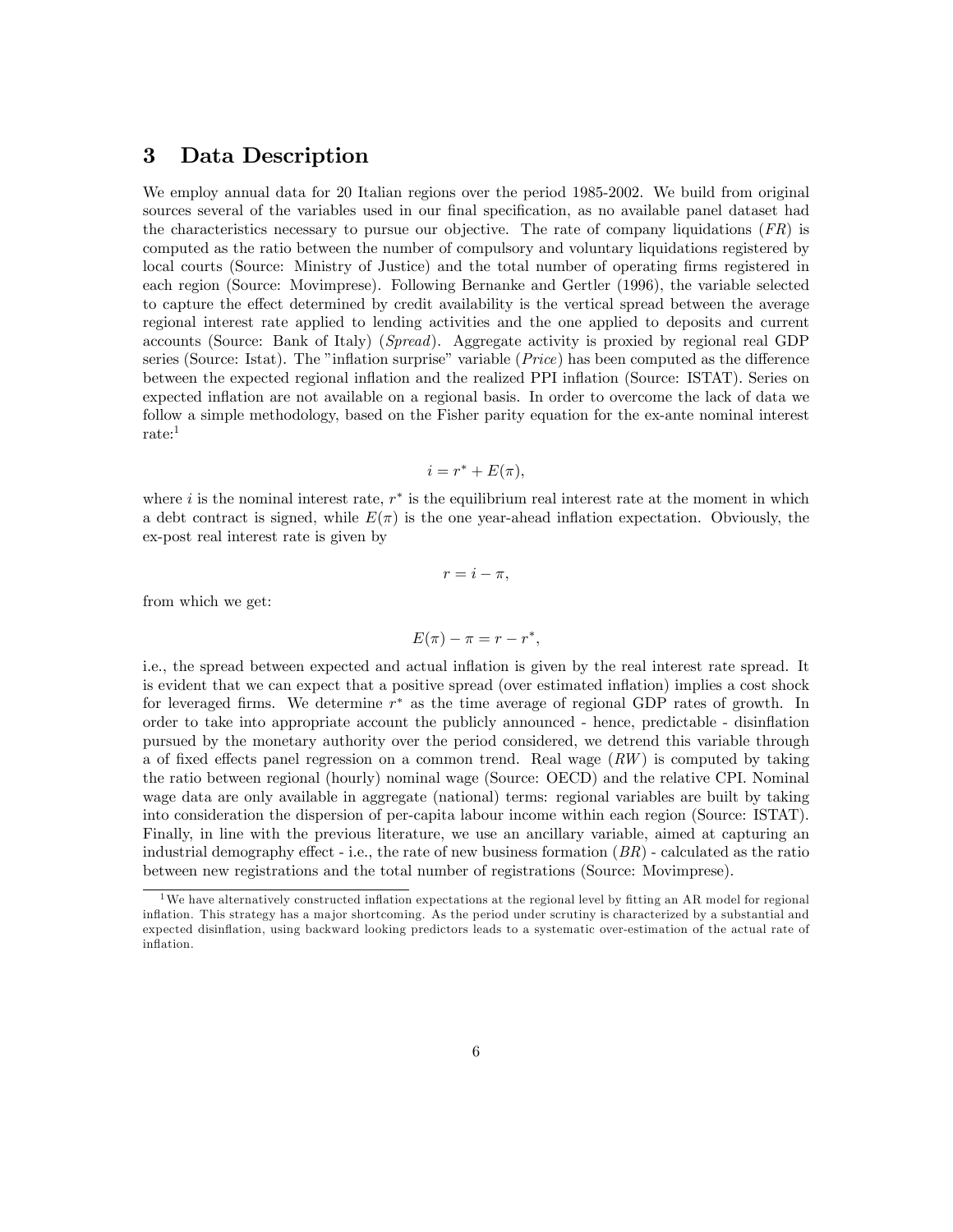## 3 Data Description

We employ annual data for 20 Italian regions over the period 1985-2002. We build from original sources several of the variables used in our final specification, as no available panel dataset had the characteristics necessary to pursue our objective. The rate of company liquidations (*FR*) is computed as the ratio between the number of compulsory and voluntary liquidations registered by local courts (Source: Ministry of Justice) and the total number of operating firms registered in each region (Source: Movimprese). Following Bernanke and Gertler (1996), the variable selected to capture the effect determined by credit availability is the vertical spread between the average regional interest rate applied to lending activities and the one applied to deposits and current accounts (Source: Bank of Italy) (*Spread*). Aggregate activity is proxied by regional real GDP series (Source: Istat). The "inflation surprise" variable (*Price*) has been computed as the difference between the expected regional inflation and the realized PPI inflation (Source: ISTAT). Series on expected inflation are not available on a regional basis. In order to overcome the lack of data we follow a simple methodology, based on the Fisher parity equation for the ex-ante nominal interest rate:[1]

$$i = r^{*} + E(\pi),$$

where $i$ is the nominal interest rate, $r^{*}$ is the equilibrium real interest rate at the moment in which a debt contract is signed, while $E(\pi)$ is the one year-ahead inflation expectation. Obviously, the ex-post real interest rate is given by

$$r = i - \pi,$$

from which we get:

$$E(\pi) - \pi = r - r^{*},$$

i.e., the spread between expected and actual inflation is given by the real interest rate spread. It is evident that we can expect that a positive spread (over estimated inflation) implies a cost shock for leveraged firms. We determine $r^{*}$ as the time average of regional GDP rates of growth. In order to take into appropriate account the publicly announced - hence, predictable - disinflation pursued by the monetary authority over the period considered, we detrend this variable through a of fixed effects panel regression on a common trend. Real wage (*RW*) is computed by taking the ratio between regional (hourly) nominal wage (Source: OECD) and the relative CPI. Nominal wage data are only available in aggregate (national) terms: regional variables are built by taking into consideration the dispersion of per-capita labour income within each region (Source: ISTAT). Finally, in line with the previous literature, we use an ancillary variable, aimed at capturing an industrial demography effect - i.e., the rate of new business formation (*BR*) - calculated as the ratio between new registrations and the total number of registrations (Source: Movimprese).

[1] We have alternatively constructed inflation expectations at the regional level by fitting an AR model for regional inflation. This strategy has a major shortcoming. As the period under scrutiny is characterized by a substantial and expected disinflation, using backward looking predictors leads to a systematic over-estimation of the actual rate of inflation.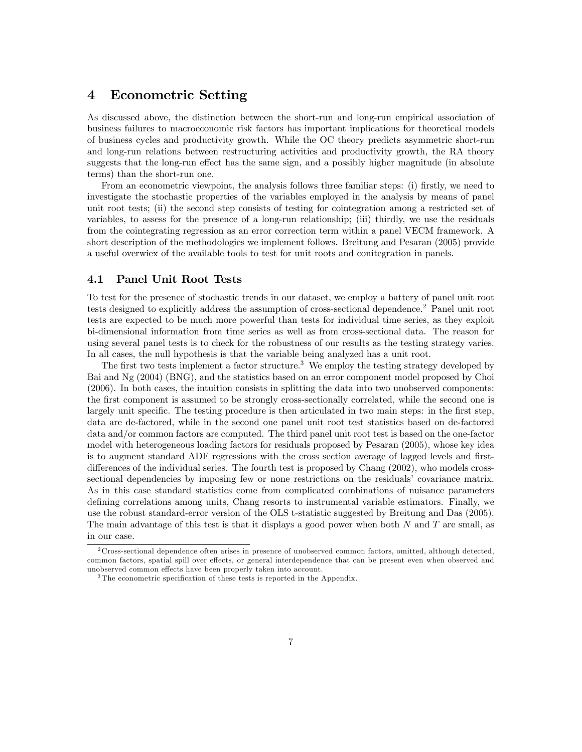## 4 Econometric Setting

As discussed above, the distinction between the short-run and long-run empirical association of business failures to macroeconomic risk factors has important implications for theoretical models of business cycles and productivity growth. While the OC theory predicts asymmetric short-run and long-run relations between restructuring activities and productivity growth, the RA theory suggests that the long-run effect has the same sign, and a possibly higher magnitude (in absolute terms) than the short-run one.

From an econometric viewpoint, the analysis follows three familiar steps: (i) firstly, we need to investigate the stochastic properties of the variables employed in the analysis by means of panel unit root tests; (ii) the second step consists of testing for cointegration among a restricted set of variables, to assess for the presence of a long-run relationship; (iii) thirdly, we use the residuals from the cointegrating regression as an error correction term within a panel VECM framework. A short description of the methodologies we implement follows. Breitung and Pesaran (2005) provide a useful overwiex of the available tools to test for unit roots and conitegration in panels.

### 4.1 Panel Unit Root Tests

To test for the presence of stochastic trends in our dataset, we employ a battery of panel unit root tests designed to explicitly address the assumption of cross-sectional dependence.[2] Panel unit root tests are expected to be much more powerful than tests for individual time series, as they exploit bi-dimensional information from time series as well as from cross-sectional data. The reason for using several panel tests is to check for the robustness of our results as the testing strategy varies. In all cases, the null hypothesis is that the variable being analyzed has a unit root.

The first two tests implement a factor structure.[3] We employ the testing strategy developed by Bai and Ng (2004) (BNG), and the statistics based on an error component model proposed by Choi (2006). In both cases, the intuition consists in splitting the data into two unobserved components: the first component is assumed to be strongly cross-sectionally correlated, while the second one is largely unit specific. The testing procedure is then articulated in two main steps: in the first step, data are de-factored, while in the second one panel unit root test statistics based on de-factored data and/or common factors are computed. The third panel unit root test is based on the one-factor model with heterogeneous loading factors for residuals proposed by Pesaran (2005), whose key idea is to augment standard ADF regressions with the cross section average of lagged levels and first-differences of the individual series. The fourth test is proposed by Chang (2002), who models cross-sectional dependencies by imposing few or none restrictions on the residuals' covariance matrix. As in this case standard statistics come from complicated combinations of nuisance parameters defining correlations among units, Chang resorts to instrumental variable estimators. Finally, we use the robust standard-error version of the OLS t-statistic suggested by Breitung and Das (2005). The main advantage of this test is that it displays a good power when both $N$ and $T$ are small, as in our case.

[2] Cross-sectional dependence often arises in presence of unobserved common factors, omitted, although detected, common factors, spatial spill over effects, or general interdependence that can be present even when observed and unobserved common effects have been properly taken into account.

[3] The econometric specification of these tests is reported in the Appendix.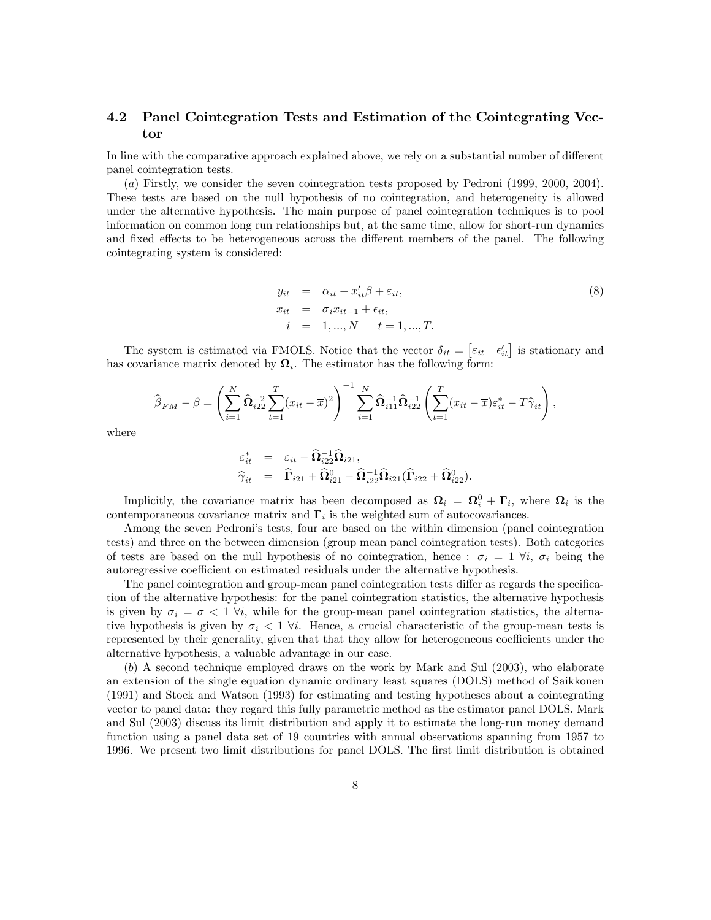### 4.2 Panel Cointegration Tests and Estimation of the Cointegrating Vector

In line with the comparative approach explained above, we rely on a substantial number of different panel cointegration tests.

(*a*) Firstly, we consider the seven cointegration tests proposed by Pedroni (1999, 2000, 2004). These tests are based on the null hypothesis of no cointegration, and heterogeneity is allowed under the alternative hypothesis. The main purpose of panel cointegration techniques is to pool information on common long run relationships but, at the same time, allow for short-run dynamics and fixed effects to be heterogeneous across the different members of the panel. The following cointegrating system is considered:

$$
\begin{aligned}
y_{it} &= \alpha_{it} + x_{it}'\beta + \varepsilon_{it}, \\
x_{it} &= \sigma_i x_{it-1} + \epsilon_{it}, \\
i &= 1, ..., N \qquad t = 1, ..., T.
\end{aligned}
\tag{8}
$$

The system is estimated via FMOLS. Notice that the vector $\delta_{it} = \begin{bmatrix} \varepsilon_{it} & \epsilon_{it}' \end{bmatrix}$ is stationary and has covariance matrix denoted by $\mathbf{\Omega}_i$. The estimator has the following form:

$$
\widehat{\beta}_{FM} - \beta = \left( \sum_{i=1}^{N} \widehat{\mathbf{\Omega}}_{i22}^{-2} \sum_{t=1}^{T} (x_{it} - \overline{x})^2 \right)^{-1} \sum_{i=1}^{N} \widehat{\mathbf{\Omega}}_{i11}^{-1} \widehat{\mathbf{\Omega}}_{i22}^{-1} \left( \sum_{t=1}^{T} (x_{it} - \overline{x}) \varepsilon_{it}^{*} - T\widehat{\gamma}_{it} \right),
$$

where

$$
\begin{aligned}
\varepsilon_{it}^{*} &= \varepsilon_{it} - \widehat{\mathbf{\Omega}}_{i22}^{-1} \widehat{\mathbf{\Omega}}_{i21}, \\
\widehat{\gamma}_{it} &= \widehat{\mathbf{\Gamma}}_{i21} + \widehat{\mathbf{\Omega}}_{i21}^{0} - \widehat{\mathbf{\Omega}}_{i22}^{-1} \widehat{\mathbf{\Omega}}_{i21} (\widehat{\mathbf{\Gamma}}_{i22} + \widehat{\mathbf{\Omega}}_{i22}^{0}).
\end{aligned}
$$

Implicitly, the covariance matrix has been decomposed as $\mathbf{\Omega}_i = \mathbf{\Omega}_i^0 + \mathbf{\Gamma}_i$, where $\mathbf{\Omega}_i$ is the contemporaneous covariance matrix and $\mathbf{\Gamma}_i$ is the weighted sum of autocovariances.

Among the seven Pedroni's tests, four are based on the within dimension (panel cointegration tests) and three on the between dimension (group mean panel cointegration tests). Both categories of tests are based on the null hypothesis of no cointegration, hence : $\sigma_i = 1 \ \forall i$, $\sigma_i$ being the autoregressive coefficient on estimated residuals under the alternative hypothesis.

The panel cointegration and group-mean panel cointegration tests differ as regards the specification of the alternative hypothesis: for the panel cointegration statistics, the alternative hypothesis is given by $\sigma_i = \sigma < 1 \ \forall i$, while for the group-mean panel cointegration statistics, the alternative hypothesis is given by $\sigma_i < 1 \ \forall i$. Hence, a crucial characteristic of the group-mean tests is represented by their generality, given that that they allow for heterogeneous coefficients under the alternative hypothesis, a valuable advantage in our case.

(*b*) A second technique employed draws on the work by Mark and Sul (2003), who elaborate an extension of the single equation dynamic ordinary least squares (DOLS) method of Saikkonen (1991) and Stock and Watson (1993) for estimating and testing hypotheses about a cointegrating vector to panel data: they regard this fully parametric method as the estimator panel DOLS. Mark and Sul (2003) discuss its limit distribution and apply it to estimate the long-run money demand function using a panel data set of 19 countries with annual observations spanning from 1957 to 1996. We present two limit distributions for panel DOLS. The first limit distribution is obtained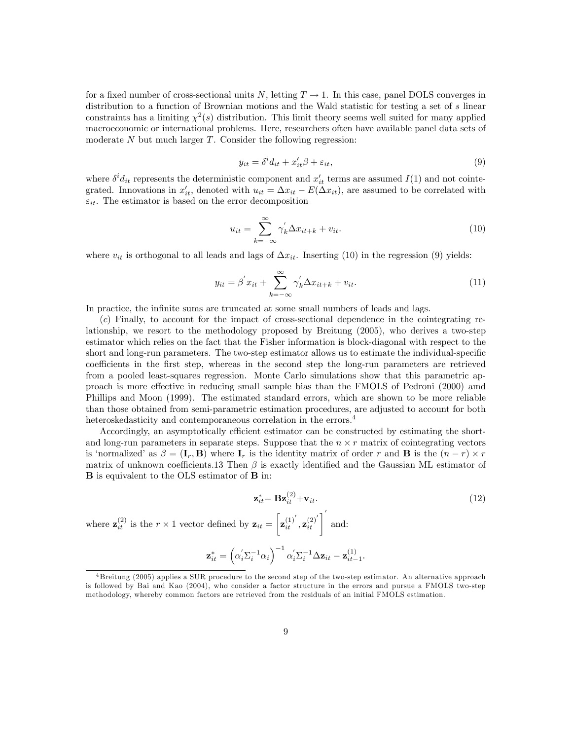for a fixed number of cross-sectional units $N$, letting $T \rightarrow 1$. In this case, panel DOLS converges in distribution to a function of Brownian motions and the Wald statistic for testing a set of $s$ linear constraints has a limiting $\chi^2(s)$ distribution. This limit theory seems well suited for many applied macroeconomic or international problems. Here, researchers often have available panel data sets of moderate $N$ but much larger $T$. Consider the following regression:

$$y_{it} = \delta^i d_{it} + x_{it}'\beta + \varepsilon_{it}, \tag{9}$$

where $\delta^i d_{it}$ represents the deterministic component and $x_{it}'$ terms are assumed $I(1)$ and not cointegrated. Innovations in $x_{it}'$, denoted with $u_{it} = \Delta x_{it} - E(\Delta x_{it})$, are assumed to be correlated with $\varepsilon_{it}$. The estimator is based on the error decomposition

$$u_{it} = \sum_{k=-\infty}^{\infty} \gamma_k' \Delta x_{it+k} + v_{it}. \tag{10}$$

where $v_{it}$ is orthogonal to all leads and lags of $\Delta x_{it}$. Inserting (10) in the regression (9) yields:

$$y_{it} = \beta' x_{it} + \sum_{k=-\infty}^{\infty} \gamma_k' \Delta x_{it+k} + v_{it}. \tag{11}$$

In practice, the infinite sums are truncated at some small numbers of leads and lags.

($c$) Finally, to account for the impact of cross-sectional dependence in the cointegrating relationship, we resort to the methodology proposed by Breitung (2005), who derives a two-step estimator which relies on the fact that the Fisher information is block-diagonal with respect to the short and long-run parameters. The two-step estimator allows us to estimate the individual-specific coefficients in the first step, whereas in the second step the long-run parameters are retrieved from a pooled least-squares regression. Monte Carlo simulations show that this parametric approach is more effective in reducing small sample bias than the FMOLS of Pedroni (2000) amd Phillips and Moon (1999). The estimated standard errors, which are shown to be more reliable than those obtained from semi-parametric estimation procedures, are adjusted to account for both heteroskedasticity and contemporaneous correlation in the errors.[4]

Accordingly, an asymptotically efficient estimator can be constructed by estimating the short- and long-run parameters in separate steps. Suppose that the $n \times r$ matrix of cointegrating vectors is 'normalized' as $\beta = (\mathbf{I}_r, \mathbf{B})$ where $\mathbf{I}_r$ is the identity matrix of order $r$ and $\mathbf{B}$ is the $(n-r) \times r$ matrix of unknown coefficients.13 Then $\beta$ is exactly identified and the Gaussian ML estimator of $\mathbf{B}$ is equivalent to the OLS estimator of $\mathbf{B}$ in:

$$\mathbf{z}_{it}^{*} = \mathbf{B}\mathbf{z}_{it}^{(2)} + \mathbf{v}_{it}. \tag{12}$$

where $\mathbf{z}_{it}^{(2)}$ is the $r \times 1$ vector defined by $\mathbf{z}_{it} = \left[\mathbf{z}_{it}^{(1)'}, \mathbf{z}_{it}^{(2)'}\right]'$ and:

$$\mathbf{z}_{it}^{*} = \left(\alpha_i' \Sigma_i^{-1} \alpha_i\right)^{-1} \alpha_i' \Sigma_i^{-1} \Delta \mathbf{z}_{it} - \mathbf{z}_{it-1}^{(1)}.$$

[4] Breitung (2005) applies a SUR procedure to the second step of the two-step estimator. An alternative approach is followed by Bai and Kao (2004), who consider a factor structure in the errors and pursue a FMOLS two-step methodology, whereby common factors are retrieved from the residuals of an initial FMOLS estimation.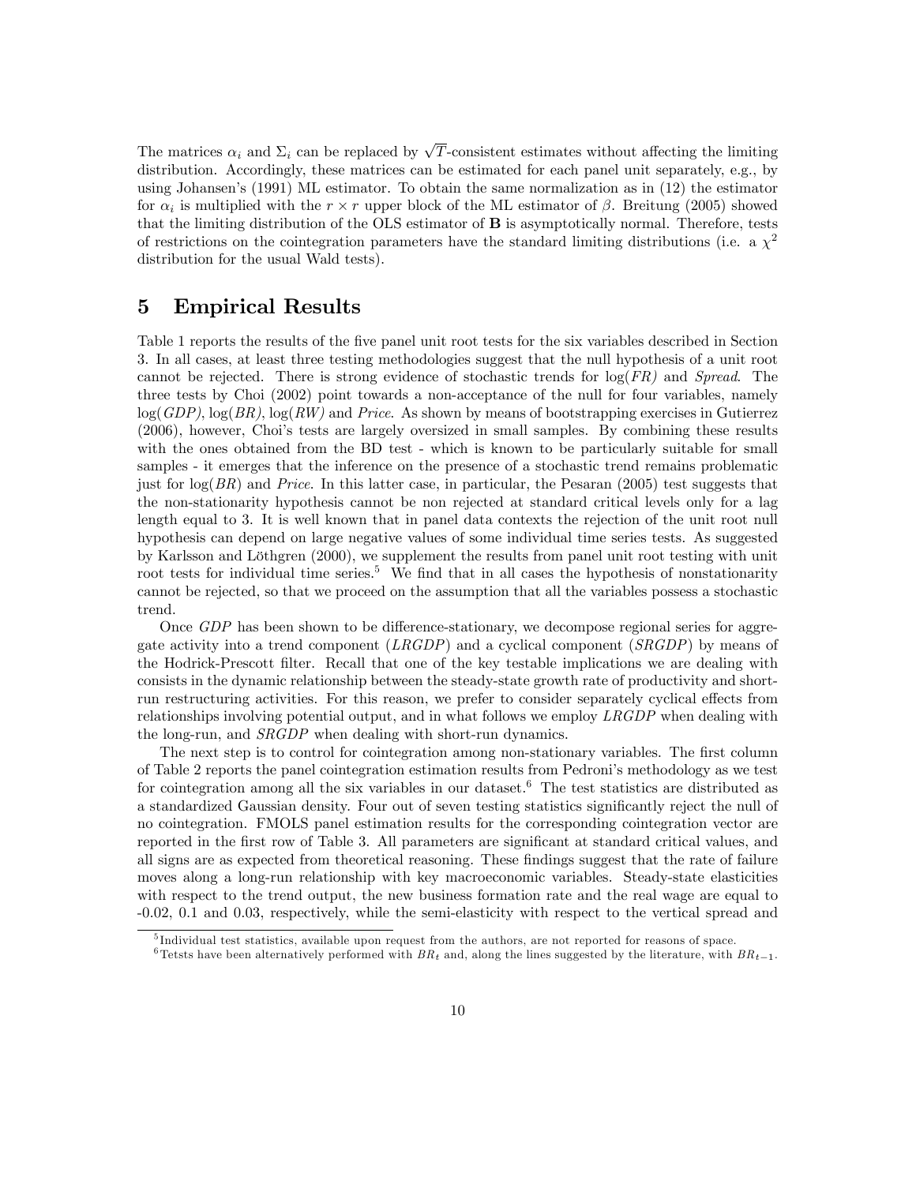The matrices $\alpha_i$ and $\Sigma_i$ can be replaced by $\sqrt{T}$-consistent estimates without affecting the limiting distribution. Accordingly, these matrices can be estimated for each panel unit separately, e.g., by using Johansen's (1991) ML estimator. To obtain the same normalization as in (12) the estimator for $\alpha_i$ is multiplied with the $r \times r$ upper block of the ML estimator of $\beta$. Breitung (2005) showed that the limiting distribution of the OLS estimator of $\mathbf{B}$ is asymptotically normal. Therefore, tests of restrictions on the cointegration parameters have the standard limiting distributions (i.e. a $\chi^2$ distribution for the usual Wald tests).

# 5 Empirical Results

Table 1 reports the results of the five panel unit root tests for the six variables described in Section 3. In all cases, at least three testing methodologies suggest that the null hypothesis of a unit root cannot be rejected. There is strong evidence of stochastic trends for log(*FR*) and *Spread*. The three tests by Choi (2002) point towards a non-acceptance of the null for four variables, namely log(*GDP*), log(*BR*), log(*RW*) and *Price*. As shown by means of bootstrapping exercises in Gutierrez (2006), however, Choi's tests are largely oversized in small samples. By combining these results with the ones obtained from the BD test - which is known to be particularly suitable for small samples - it emerges that the inference on the presence of a stochastic trend remains problematic just for log(*BR*) and *Price*. In this latter case, in particular, the Pesaran (2005) test suggests that the non-stationarity hypothesis cannot be non rejected at standard critical levels only for a lag length equal to 3. It is well known that in panel data contexts the rejection of the unit root null hypothesis can depend on large negative values of some individual time series tests. As suggested by Karlsson and Löthgren (2000), we supplement the results from panel unit root testing with unit root tests for individual time series.[5] We find that in all cases the hypothesis of nonstationarity cannot be rejected, so that we proceed on the assumption that all the variables possess a stochastic trend.

Once *GDP* has been shown to be difference-stationary, we decompose regional series for aggregate activity into a trend component (*LRGDP*) and a cyclical component (*SRGDP*) by means of the Hodrick-Prescott filter. Recall that one of the key testable implications we are dealing with consists in the dynamic relationship between the steady-state growth rate of productivity and short-run restructuring activities. For this reason, we prefer to consider separately cyclical effects from relationships involving potential output, and in what follows we employ *LRGDP* when dealing with the long-run, and *SRGDP* when dealing with short-run dynamics.

The next step is to control for cointegration among non-stationary variables. The first column of Table 2 reports the panel cointegration estimation results from Pedroni's methodology as we test for cointegration among all the six variables in our dataset.[6] The test statistics are distributed as a standardized Gaussian density. Four out of seven testing statistics significantly reject the null of no cointegration. FMOLS panel estimation results for the corresponding cointegration vector are reported in the first row of Table 3. All parameters are significant at standard critical values, and all signs are as expected from theoretical reasoning. These findings suggest that the rate of failure moves along a long-run relationship with key macroeconomic variables. Steady-state elasticities with respect to the trend output, the new business formation rate and the real wage are equal to -0.02, 0.1 and 0.03, respectively, while the semi-elasticity with respect to the vertical spread and

[5] Individual test statistics, available upon request from the authors, are not reported for reasons of space.

[6] Tetsts have been alternatively performed with $BR_t$ and, along the lines suggested by the literature, with $BR_{t-1}$.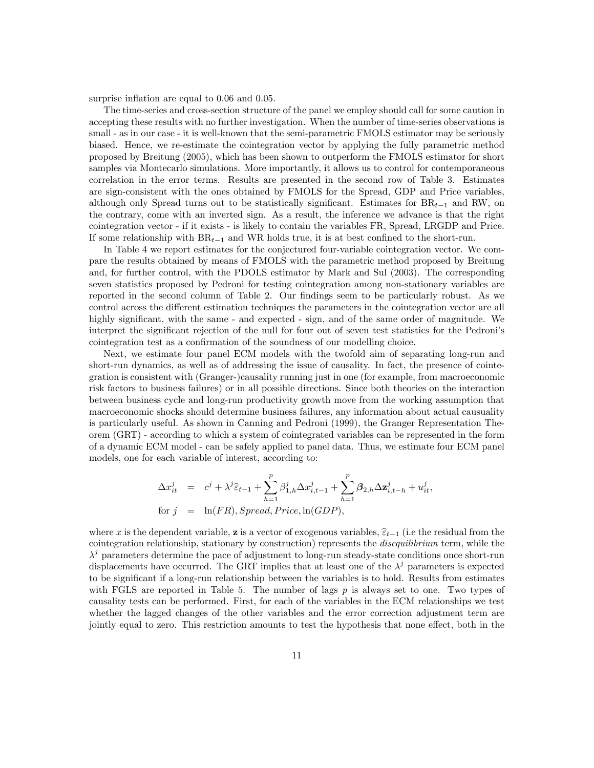surprise inflation are equal to 0.06 and 0.05.

The time-series and cross-section structure of the panel we employ should call for some caution in accepting these results with no further investigation. When the number of time-series observations is small - as in our case - it is well-known that the semi-parametric FMOLS estimator may be seriously biased. Hence, we re-estimate the cointegration vector by applying the fully parametric method proposed by Breitung (2005), which has been shown to outperform the FMOLS estimator for short samples via Montecarlo simulations. More importantly, it allows us to control for contemporaneous correlation in the error terms. Results are presented in the second row of Table 3. Estimates are sign-consistent with the ones obtained by FMOLS for the Spread, GDP and Price variables, although only Spread turns out to be statistically significant. Estimates for $\text{BR}_{t-1}$ and RW, on the contrary, come with an inverted sign. As a result, the inference we advance is that the right cointegration vector - if it exists - is likely to contain the variables FR, Spread, LRGDP and Price. If some relationship with $\text{BR}_{t-1}$ and WR holds true, it is at best confined to the short-run.

In Table 4 we report estimates for the conjectured four-variable cointegration vector. We compare the results obtained by means of FMOLS with the parametric method proposed by Breitung and, for further control, with the PDOLS estimator by Mark and Sul (2003). The corresponding seven statistics proposed by Pedroni for testing cointegration among non-stationary variables are reported in the second column of Table 2. Our findings seem to be particularly robust. As we control across the different estimation techniques the parameters in the cointegration vector are all highly significant, with the same - and expected - sign, and of the same order of magnitude. We interpret the significant rejection of the null for four out of seven test statistics for the Pedroni's cointegration test as a confirmation of the soundness of our modelling choice.

Next, we estimate four panel ECM models with the twofold aim of separating long-run and short-run dynamics, as well as of addressing the issue of causality. In fact, the presence of cointegration is consistent with (Granger-)causality running just in one (for example, from macroeconomic risk factors to business failures) or in all possible directions. Since both theories on the interaction between business cycle and long-run productivity growth move from the working assumption that macroeconomic shocks should determine business failures, any information about actual causuality is particularly useful. As shown in Canning and Pedroni (1999), the Granger Representation Theorem (GRT) - according to which a system of cointegrated variables can be represented in the form of a dynamic ECM model - can be safely applied to panel data. Thus, we estimate four ECM panel models, one for each variable of interest, according to:

$$
\begin{aligned}
\Delta x_{it}^{j} &= c^{j} + \lambda^{j}\widehat{\varepsilon}_{t-1} + \sum_{h=1}^{p}\beta_{1,h}^{j}\Delta x_{i,t-1}^{j} + \sum_{h=1}^{p}\boldsymbol{\beta}_{2,h}\Delta \mathbf{z}_{i,t-h}^{j} + u_{it}^{j}, \\
\text{for } j &= \ln(FR), Spread, Price, \ln(GDP),
\end{aligned}
$$

where $x$ is the dependent variable, $\mathbf{z}$ is a vector of exogenous variables, $\widehat{\varepsilon}_{t-1}$ (i.e the residual from the cointegration relationship, stationary by construction) represents the *disequilibrium* term, while the $\lambda^{j}$ parameters determine the pace of adjustment to long-run steady-state conditions once short-run displacements have occurred. The GRT implies that at least one of the $\lambda^{j}$ parameters is expected to be significant if a long-run relationship between the variables is to hold. Results from estimates with FGLS are reported in Table 5. The number of lags $p$ is always set to one. Two types of causality tests can be performed. First, for each of the variables in the ECM relationships we test whether the lagged changes of the other variables and the error correction adjustment term are jointly equal to zero. This restriction amounts to test the hypothesis that none effect, both in the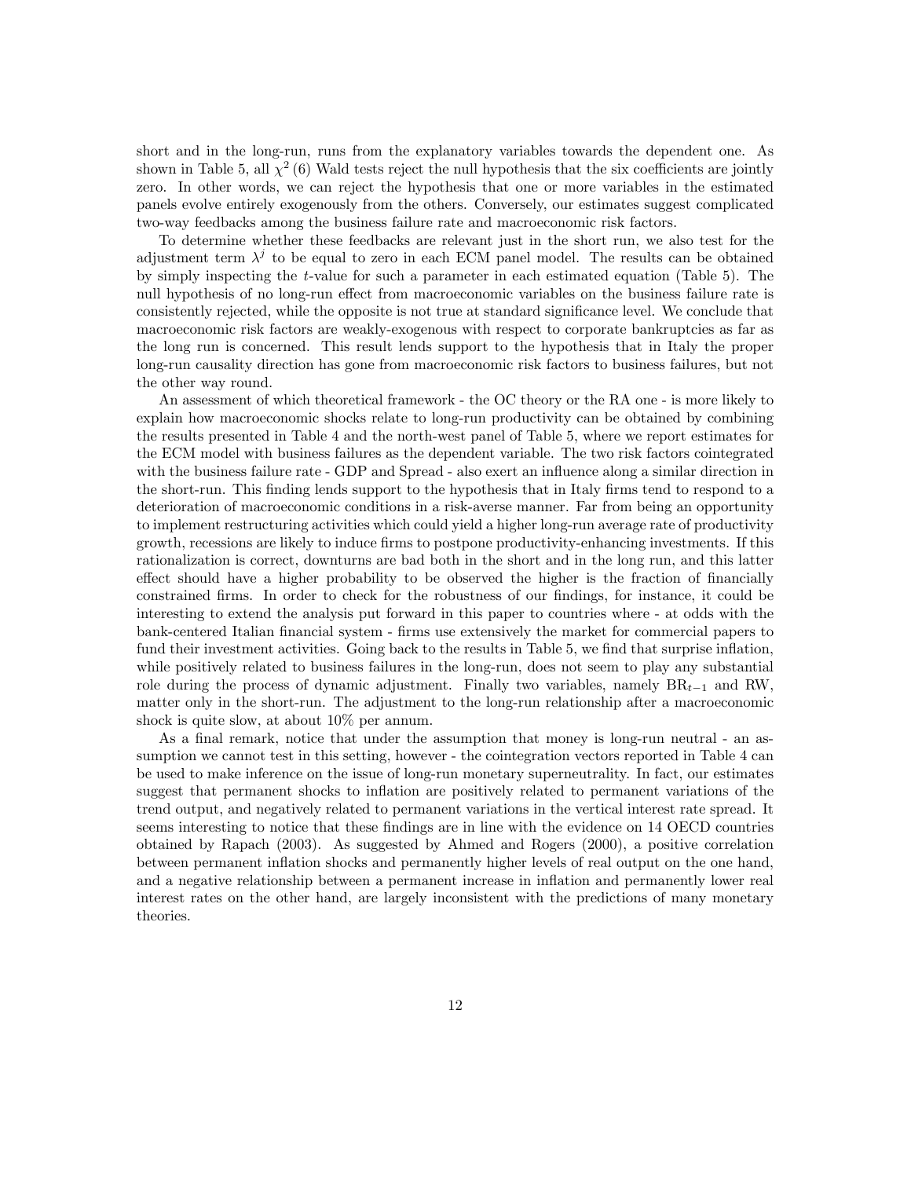short and in the long-run, runs from the explanatory variables towards the dependent one. As shown in Table 5, all $\chi^2(6)$ Wald tests reject the null hypothesis that the six coefficients are jointly zero. In other words, we can reject the hypothesis that one or more variables in the estimated panels evolve entirely exogenously from the others. Conversely, our estimates suggest complicated two-way feedbacks among the business failure rate and macroeconomic risk factors.

To determine whether these feedbacks are relevant just in the short run, we also test for the adjustment term $\lambda^j$ to be equal to zero in each ECM panel model. The results can be obtained by simply inspecting the $t$-value for such a parameter in each estimated equation (Table 5). The null hypothesis of no long-run effect from macroeconomic variables on the business failure rate is consistently rejected, while the opposite is not true at standard significance level. We conclude that macroeconomic risk factors are weakly-exogenous with respect to corporate bankruptcies as far as the long run is concerned. This result lends support to the hypothesis that in Italy the proper long-run causality direction has gone from macroeconomic risk factors to business failures, but not the other way round.

An assessment of which theoretical framework - the OC theory or the RA one - is more likely to explain how macroeconomic shocks relate to long-run productivity can be obtained by combining the results presented in Table 4 and the north-west panel of Table 5, where we report estimates for the ECM model with business failures as the dependent variable. The two risk factors cointegrated with the business failure rate - GDP and Spread - also exert an influence along a similar direction in the short-run. This finding lends support to the hypothesis that in Italy firms tend to respond to a deterioration of macroeconomic conditions in a risk-averse manner. Far from being an opportunity to implement restructuring activities which could yield a higher long-run average rate of productivity growth, recessions are likely to induce firms to postpone productivity-enhancing investments. If this rationalization is correct, downturns are bad both in the short and in the long run, and this latter effect should have a higher probability to be observed the higher is the fraction of financially constrained firms. In order to check for the robustness of our findings, for instance, it could be interesting to extend the analysis put forward in this paper to countries where - at odds with the bank-centered Italian financial system - firms use extensively the market for commercial papers to fund their investment activities. Going back to the results in Table 5, we find that surprise inflation, while positively related to business failures in the long-run, does not seem to play any substantial role during the process of dynamic adjustment. Finally two variables, namely $\text{BR}_{t-1}$ and RW, matter only in the short-run. The adjustment to the long-run relationship after a macroeconomic shock is quite slow, at about 10% per annum.

As a final remark, notice that under the assumption that money is long-run neutral - an assumption we cannot test in this setting, however - the cointegration vectors reported in Table 4 can be used to make inference on the issue of long-run monetary superneutrality. In fact, our estimates suggest that permanent shocks to inflation are positively related to permanent variations of the trend output, and negatively related to permanent variations in the vertical interest rate spread. It seems interesting to notice that these findings are in line with the evidence on 14 OECD countries obtained by Rapach (2003). As suggested by Ahmed and Rogers (2000), a positive correlation between permanent inflation shocks and permanently higher levels of real output on the one hand, and a negative relationship between a permanent increase in inflation and permanently lower real interest rates on the other hand, are largely inconsistent with the predictions of many monetary theories.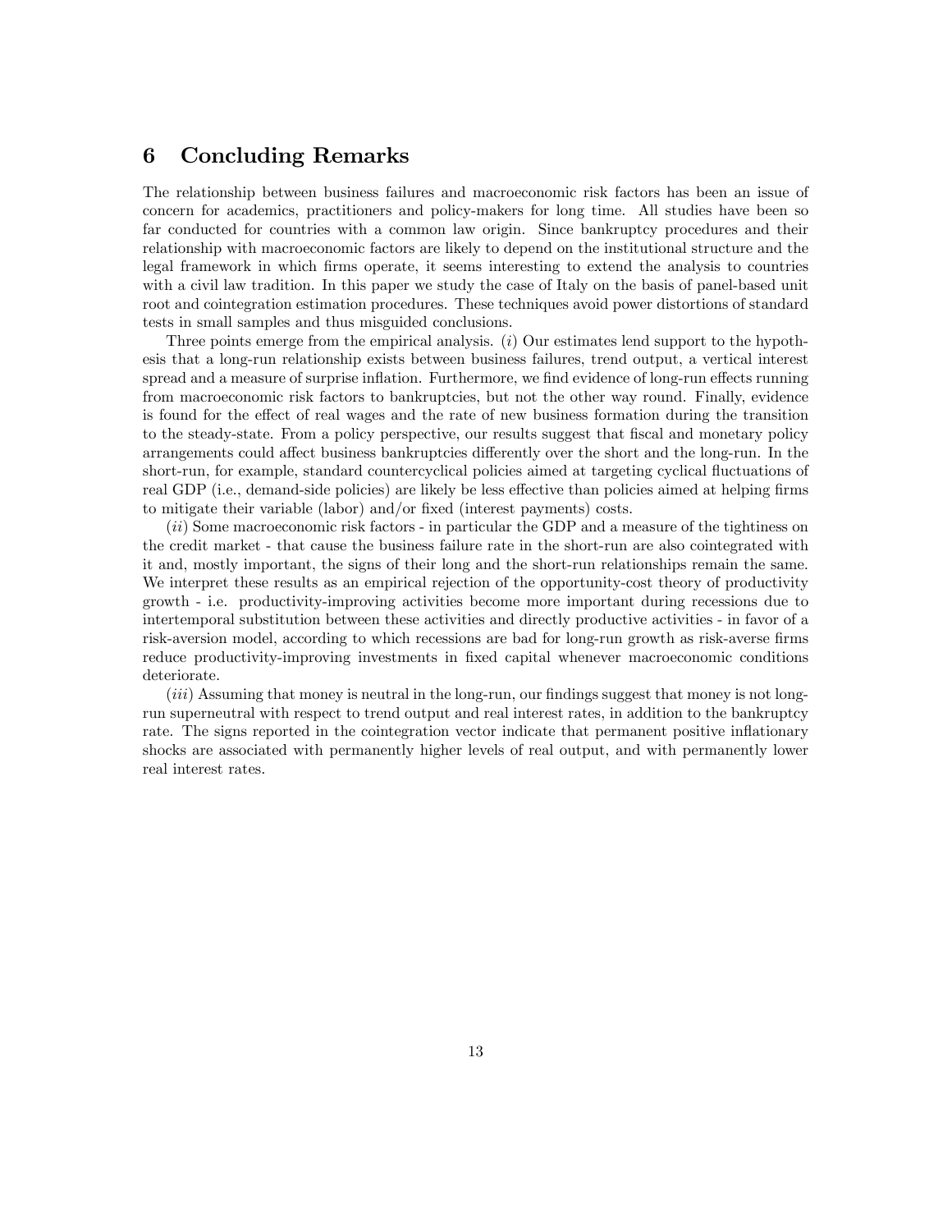## 6 Concluding Remarks

The relationship between business failures and macroeconomic risk factors has been an issue of concern for academics, practitioners and policy-makers for long time. All studies have been so far conducted for countries with a common law origin. Since bankruptcy procedures and their relationship with macroeconomic factors are likely to depend on the institutional structure and the legal framework in which firms operate, it seems interesting to extend the analysis to countries with a civil law tradition. In this paper we study the case of Italy on the basis of panel-based unit root and cointegration estimation procedures. These techniques avoid power distortions of standard tests in small samples and thus misguided conclusions.

Three points emerge from the empirical analysis. (*i*) Our estimates lend support to the hypothesis that a long-run relationship exists between business failures, trend output, a vertical interest spread and a measure of surprise inflation. Furthermore, we find evidence of long-run effects running from macroeconomic risk factors to bankruptcies, but not the other way round. Finally, evidence is found for the effect of real wages and the rate of new business formation during the transition to the steady-state. From a policy perspective, our results suggest that fiscal and monetary policy arrangements could affect business bankruptcies differently over the short and the long-run. In the short-run, for example, standard countercyclical policies aimed at targeting cyclical fluctuations of real GDP (i.e., demand-side policies) are likely be less effective than policies aimed at helping firms to mitigate their variable (labor) and/or fixed (interest payments) costs.

(*ii*) Some macroeconomic risk factors - in particular the GDP and a measure of the tightiness on the credit market - that cause the business failure rate in the short-run are also cointegrated with it and, mostly important, the signs of their long and the short-run relationships remain the same. We interpret these results as an empirical rejection of the opportunity-cost theory of productivity growth - i.e. productivity-improving activities become more important during recessions due to intertemporal substitution between these activities and directly productive activities - in favor of a risk-aversion model, according to which recessions are bad for long-run growth as risk-averse firms reduce productivity-improving investments in fixed capital whenever macroeconomic conditions deteriorate.

(*iii*) Assuming that money is neutral in the long-run, our findings suggest that money is not long-run superneutral with respect to trend output and real interest rates, in addition to the bankruptcy rate. The signs reported in the cointegration vector indicate that permanent positive inflationary shocks are associated with permanently higher levels of real output, and with permanently lower real interest rates.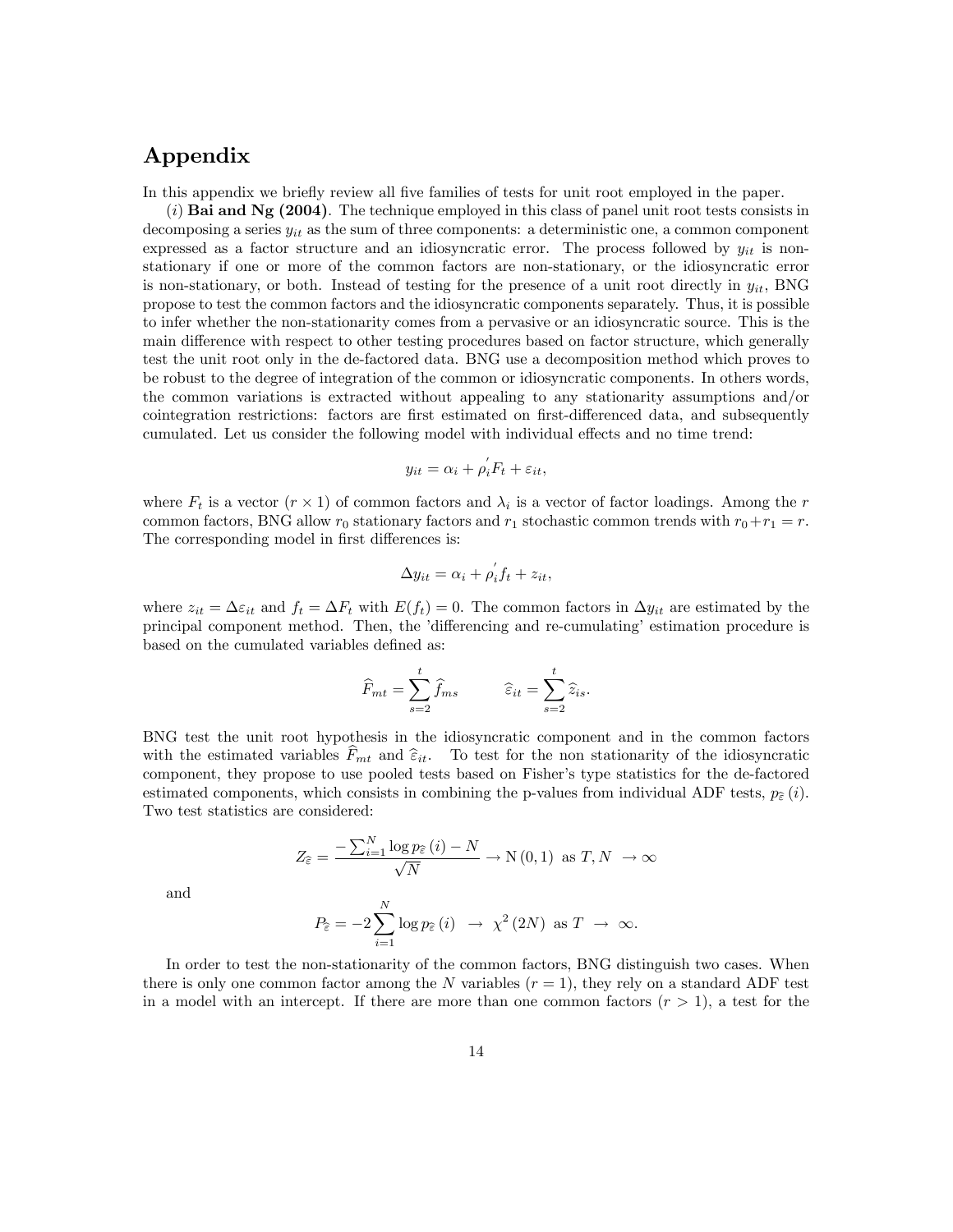# Appendix

In this appendix we briefly review all five families of tests for unit root employed in the paper.

(*i*) **Bai and Ng (2004)**. The technique employed in this class of panel unit root tests consists in decomposing a series $y_{it}$ as the sum of three components: a deterministic one, a common component expressed as a factor structure and an idiosyncratic error. The process followed by $y_{it}$ is non-stationary if one or more of the common factors are non-stationary, or the idiosyncratic error is non-stationary, or both. Instead of testing for the presence of a unit root directly in $y_{it}$, BNG propose to test the common factors and the idiosyncratic components separately. Thus, it is possible to infer whether the non-stationarity comes from a pervasive or an idiosyncratic source. This is the main difference with respect to other testing procedures based on factor structure, which generally test the unit root only in the de-factored data. BNG use a decomposition method which proves to be robust to the degree of integration of the common or idiosyncratic components. In others words, the common variations is extracted without appealing to any stationarity assumptions and/or cointegration restrictions: factors are first estimated on first-differenced data, and subsequently cumulated. Let us consider the following model with individual effects and no time trend:

$$y_{it} = \alpha_i + \rho_i^{'} F_t + \varepsilon_{it},$$

where $F_t$ is a vector $(r \times 1)$ of common factors and $\lambda_i$ is a vector of factor loadings. Among the $r$ common factors, BNG allow $r_0$ stationary factors and $r_1$ stochastic common trends with $r_0+r_1 = r$. The corresponding model in first differences is:

$$\Delta y_{it} = \alpha_i + \rho_i^{'} f_t + z_{it},$$

where $z_{it} = \Delta\varepsilon_{it}$ and $f_t = \Delta F_t$ with $E(f_t) = 0$. The common factors in $\Delta y_{it}$ are estimated by the principal component method. Then, the 'differencing and re-cumulating' estimation procedure is based on the cumulated variables defined as:

$$\widehat{F}_{mt} = \sum_{s=2}^{t} \widehat{f}_{ms} \qquad \widehat{\varepsilon}_{it} = \sum_{s=2}^{t} \widehat{z}_{is}.$$

BNG test the unit root hypothesis in the idiosyncratic component and in the common factors with the estimated variables $\widehat{F}_{mt}$ and $\widehat{\varepsilon}_{it}$. To test for the non stationarity of the idiosyncratic component, they propose to use pooled tests based on Fisher's type statistics for the de-factored estimated components, which consists in combining the p-values from individual ADF tests, $p_{\widehat{\varepsilon}}(i)$. Two test statistics are considered:

$$Z_{\widehat{\varepsilon}} = \frac{-\sum_{i=1}^{N} \log p_{\widehat{\varepsilon}}(i) - N}{\sqrt{N}} \rightarrow \mathrm{N}(0,1) \text{ as } T, N \rightarrow \infty$$

and

$$P_{\widehat{\varepsilon}} = -2\sum_{i=1}^{N} \log p_{\widehat{\varepsilon}}(i) \rightarrow \chi^2(2N) \text{ as } T \rightarrow \infty.$$

In order to test the non-stationarity of the common factors, BNG distinguish two cases. When there is only one common factor among the $N$ variables $(r = 1)$, they rely on a standard ADF test in a model with an intercept. If there are more than one common factors $(r > 1)$, a test for the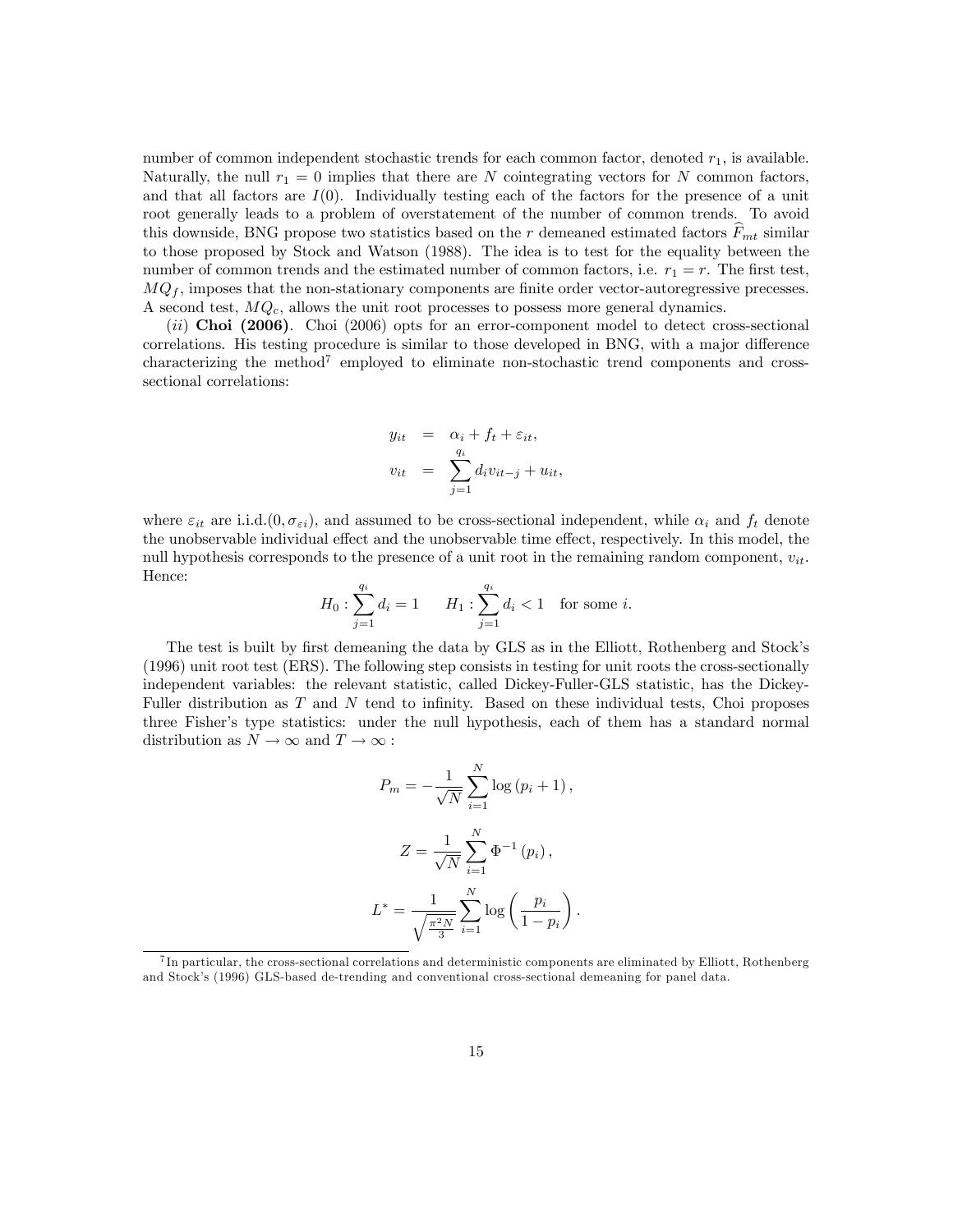number of common independent stochastic trends for each common factor, denoted $r_1$, is available. Naturally, the null $r_1 = 0$ implies that there are $N$ cointegrating vectors for $N$ common factors, and that all factors are $I(0)$. Individually testing each of the factors for the presence of a unit root generally leads to a problem of overstatement of the number of common trends. To avoid this downside, BNG propose two statistics based on the $r$ demeaned estimated factors $\widehat{F}_{mt}$ similar to those proposed by Stock and Watson (1988). The idea is to test for the equality between the number of common trends and the estimated number of common factors, i.e. $r_1 = r$. The first test, $MQ_f$, imposes that the non-stationary components are finite order vector-autoregressive precesses. A second test, $MQ_c$, allows the unit root processes to possess more general dynamics.

(*ii*) **Choi (2006)**. Choi (2006) opts for an error-component model to detect cross-sectional correlations. His testing procedure is similar to those developed in BNG, with a major difference characterizing the method[7] employed to eliminate non-stochastic trend components and cross-sectional correlations:

$$
\begin{aligned}
y_{it} &= \alpha_i + f_t + \varepsilon_{it}, \\
v_{it} &= \sum_{j=1}^{q_i} d_i v_{it-j} + u_{it},
\end{aligned}
$$

where $\varepsilon_{it}$ are i.i.d.$(0, \sigma_{\varepsilon i})$, and assumed to be cross-sectional independent, while $\alpha_i$ and $f_t$ denote the unobservable individual effect and the unobservable time effect, respectively. In this model, the null hypothesis corresponds to the presence of a unit root in the remaining random component, $v_{it}$. Hence:

$$
H_0 : \sum_{j=1}^{q_i} d_i = 1 \qquad H_1 : \sum_{j=1}^{q_i} d_i < 1 \quad \text{for some } i.
$$

The test is built by first demeaning the data by GLS as in the Elliott, Rothenberg and Stock's (1996) unit root test (ERS). The following step consists in testing for unit roots the cross-sectionally independent variables: the relevant statistic, called Dickey-Fuller-GLS statistic, has the Dickey-Fuller distribution as $T$ and $N$ tend to infinity. Based on these individual tests, Choi proposes three Fisher's type statistics: under the null hypothesis, each of them has a standard normal distribution as $N \to \infty$ and $T \to \infty$ :

$$
P_m = -\frac{1}{\sqrt{N}} \sum_{i=1}^{N} \log\left(p_i + 1\right),
$$

$$
Z = \frac{1}{\sqrt{N}} \sum_{i=1}^{N} \Phi^{-1}\left(p_i\right),
$$

$$
L^* = \frac{1}{\sqrt{\frac{\pi^2 N}{3}}} \sum_{i=1}^{N} \log\left(\frac{p_i}{1 - p_i}\right).
$$

[7] In particular, the cross-sectional correlations and deterministic components are eliminated by Elliott, Rothenberg and Stock's (1996) GLS-based de-trending and conventional cross-sectional demeaning for panel data.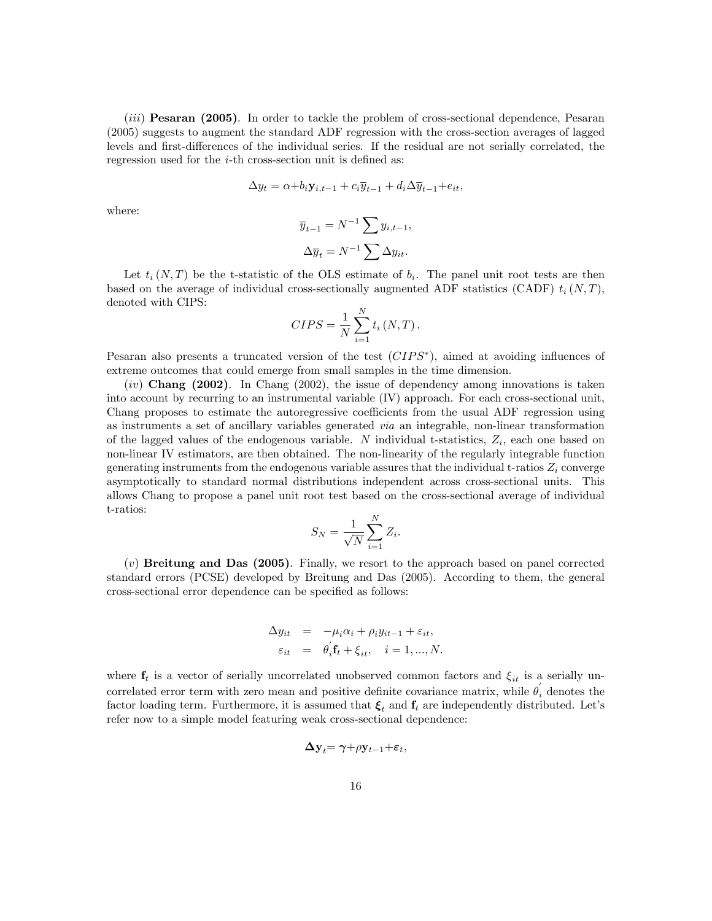(*iii*) **Pesaran (2005)**. In order to tackle the problem of cross-sectional dependence, Pesaran (2005) suggests to augment the standard ADF regression with the cross-section averages of lagged levels and first-differences of the individual series. If the residual are not serially correlated, the regression used for the $i$-th cross-section unit is defined as:

$$\Delta y_t = \alpha + b_i \mathbf{y}_{i,t-1} + c_i \overline{y}_{t-1} + d_i \Delta \overline{y}_{t-1} + e_{it},$$

where:

$$\overline{y}_{t-1} = N^{-1} \sum y_{i,t-1},$$

$$\Delta \overline{y}_t = N^{-1} \sum \Delta y_{it}.$$

Let $t_i(N,T)$ be the t-statistic of the OLS estimate of $b_i$. The panel unit root tests are then based on the average of individual cross-sectionally augmented ADF statistics (CADF) $t_i(N,T)$, denoted with CIPS:

$$CIPS = \frac{1}{N} \sum_{i=1}^{N} t_i(N,T).$$

Pesaran also presents a truncated version of the test ($CIPS^*$), aimed at avoiding influences of extreme outcomes that could emerge from small samples in the time dimension.

(*iv*) **Chang (2002)**. In Chang (2002), the issue of dependency among innovations is taken into account by recurring to an instrumental variable (IV) approach. For each cross-sectional unit, Chang proposes to estimate the autoregressive coefficients from the usual ADF regression using as instruments a set of ancillary variables generated *via* an integrable, non-linear transformation of the lagged values of the endogenous variable. $N$ individual t-statistics, $Z_i$, each one based on non-linear IV estimators, are then obtained. The non-linearity of the regularly integrable function generating instruments from the endogenous variable assures that the individual t-ratios $Z_i$ converge asymptotically to standard normal distributions independent across cross-sectional units. This allows Chang to propose a panel unit root test based on the cross-sectional average of individual t-ratios:

$$S_N = \frac{1}{\sqrt{N}} \sum_{i=1}^{N} Z_i.$$

(*v*) **Breitung and Das (2005)**. Finally, we resort to the approach based on panel corrected standard errors (PCSE) developed by Breitung and Das (2005). According to them, the general cross-sectional error dependence can be specified as follows:

$$\begin{aligned}
\Delta y_{it} &= -\mu_i \alpha_i + \rho_i y_{it-1} + \varepsilon_{it}, \\
\varepsilon_{it} &= \theta_i^{'} \mathbf{f}_t + \xi_{it}, \quad i = 1, ..., N.
\end{aligned}$$

where $\mathbf{f}_t$ is a vector of serially uncorrelated unobserved common factors and $\xi_{it}$ is a serially uncorrelated error term with zero mean and positive definite covariance matrix, while $\theta_i^{'}$ denotes the factor loading term. Furthermore, it is assumed that $\boldsymbol{\xi}_t$ and $\mathbf{f}_t$ are independently distributed. Let's refer now to a simple model featuring weak cross-sectional dependence:

$$\boldsymbol{\Delta} \mathbf{y}_t = \boldsymbol{\gamma} + \rho \mathbf{y}_{t-1} + \boldsymbol{\varepsilon}_t,$$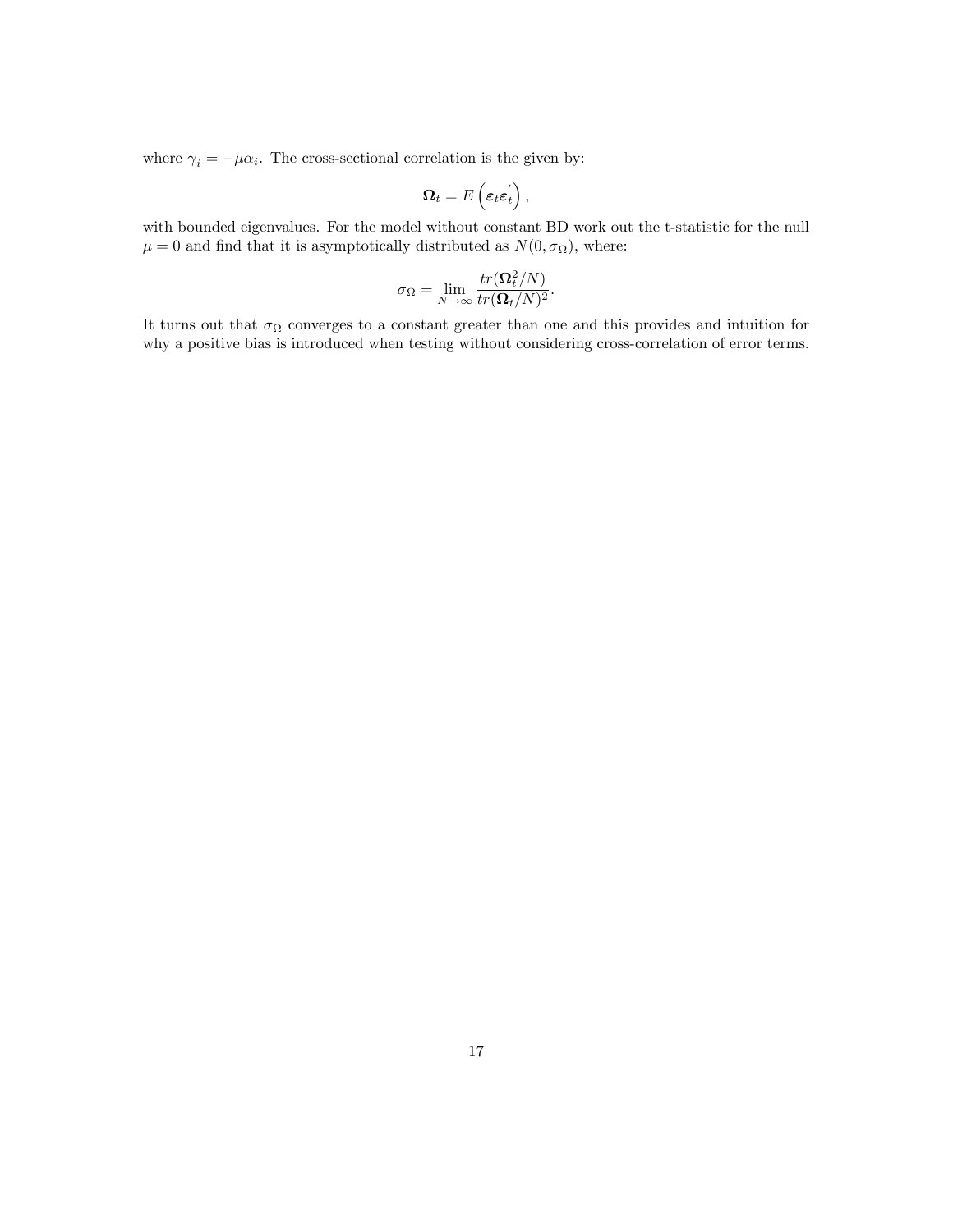where $\gamma_i = -\mu\alpha_i$. The cross-sectional correlation is the given by:

$$\boldsymbol{\Omega}_t = E\left(\boldsymbol{\varepsilon}_t\boldsymbol{\varepsilon}_t^{'}\right),$$

with bounded eigenvalues. For the model without constant BD work out the t-statistic for the null $\mu = 0$ and find that it is asymptotically distributed as $N(0, \sigma_\Omega)$, where:

$$\sigma_\Omega = \lim_{N\to\infty} \frac{tr(\boldsymbol{\Omega}_t^2/N)}{tr(\boldsymbol{\Omega}_t/N)^2}.$$

It turns out that $\sigma_\Omega$ converges to a constant greater than one and this provides and intuition for why a positive bias is introduced when testing without considering cross-correlation of error terms.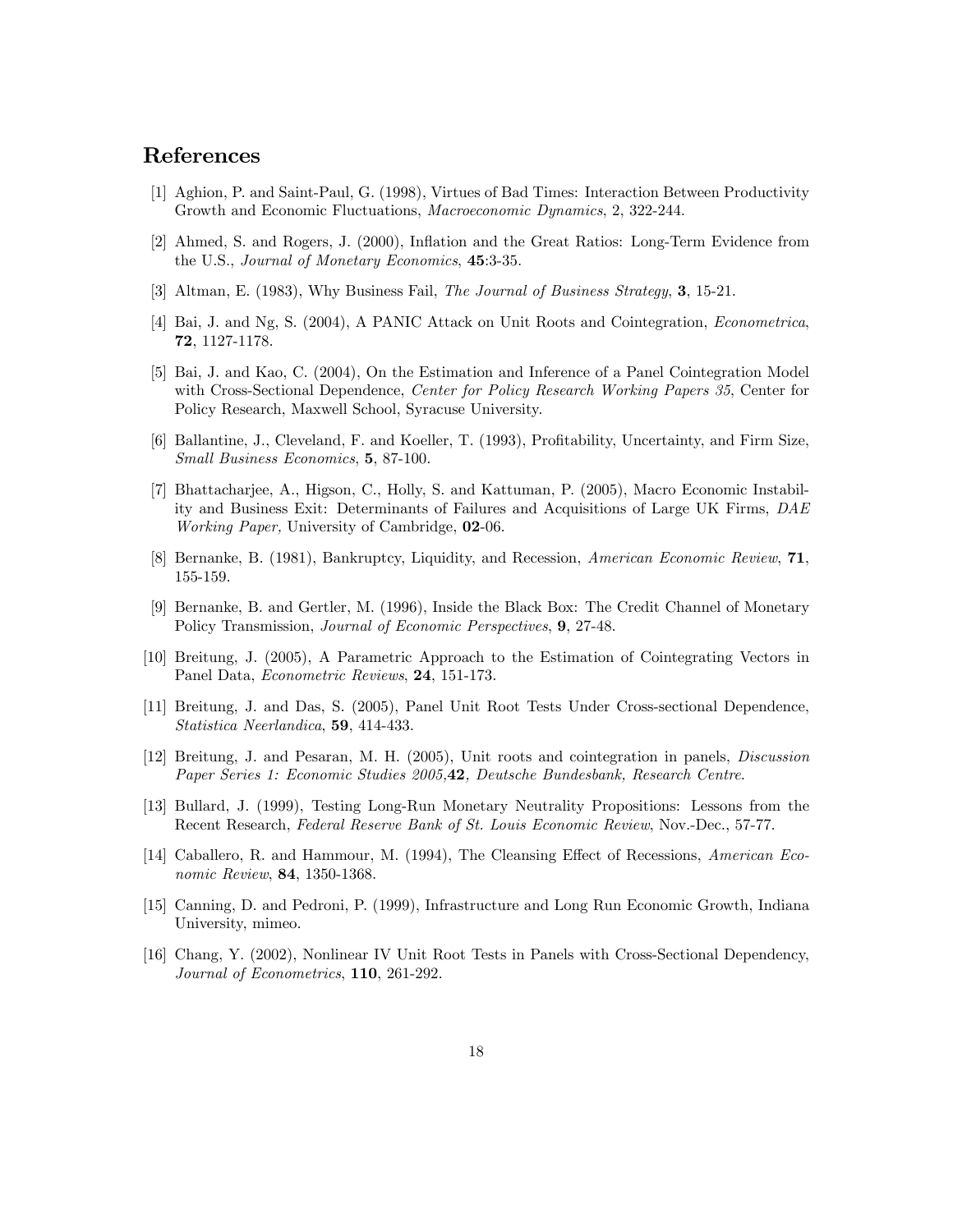## References

[1] Aghion, P. and Saint-Paul, G. (1998), Virtues of Bad Times: Interaction Between Productivity Growth and Economic Fluctuations, *Macroeconomic Dynamics*, 2, 322-244.

[2] Ahmed, S. and Rogers, J. (2000), Inflation and the Great Ratios: Long-Term Evidence from the U.S., *Journal of Monetary Economics*, **45**:3-35.

[3] Altman, E. (1983), Why Business Fail, *The Journal of Business Strategy*, **3**, 15-21.

[4] Bai, J. and Ng, S. (2004), A PANIC Attack on Unit Roots and Cointegration, *Econometrica*, **72**, 1127-1178.

[5] Bai, J. and Kao, C. (2004), On the Estimation and Inference of a Panel Cointegration Model with Cross-Sectional Dependence, *Center for Policy Research Working Papers 35*, Center for Policy Research, Maxwell School, Syracuse University.

[6] Ballantine, J., Cleveland, F. and Koeller, T. (1993), Profitability, Uncertainty, and Firm Size, *Small Business Economics*, **5**, 87-100.

[7] Bhattacharjee, A., Higson, C., Holly, S. and Kattuman, P. (2005), Macro Economic Instability and Business Exit: Determinants of Failures and Acquisitions of Large UK Firms, *DAE Working Paper,* University of Cambridge, **02**-06.

[8] Bernanke, B. (1981), Bankruptcy, Liquidity, and Recession, *American Economic Review*, **71**, 155-159.

[9] Bernanke, B. and Gertler, M. (1996), Inside the Black Box: The Credit Channel of Monetary Policy Transmission, *Journal of Economic Perspectives*, **9**, 27-48.

[10] Breitung, J. (2005), A Parametric Approach to the Estimation of Cointegrating Vectors in Panel Data, *Econometric Reviews*, **24**, 151-173.

[11] Breitung, J. and Das, S. (2005), Panel Unit Root Tests Under Cross-sectional Dependence, *Statistica Neerlandica*, **59**, 414-433.

[12] Breitung, J. and Pesaran, M. H. (2005), Unit roots and cointegration in panels, *Discussion Paper Series 1: Economic Studies 2005,***42***, Deutsche Bundesbank, Research Centre*.

[13] Bullard, J. (1999), Testing Long-Run Monetary Neutrality Propositions: Lessons from the Recent Research, *Federal Reserve Bank of St. Louis Economic Review*, Nov.-Dec., 57-77.

[14] Caballero, R. and Hammour, M. (1994), The Cleansing Effect of Recessions, *American Economic Review*, **84**, 1350-1368.

[15] Canning, D. and Pedroni, P. (1999), Infrastructure and Long Run Economic Growth, Indiana University, mimeo.

[16] Chang, Y. (2002), Nonlinear IV Unit Root Tests in Panels with Cross-Sectional Dependency, *Journal of Econometrics*, **110**, 261-292.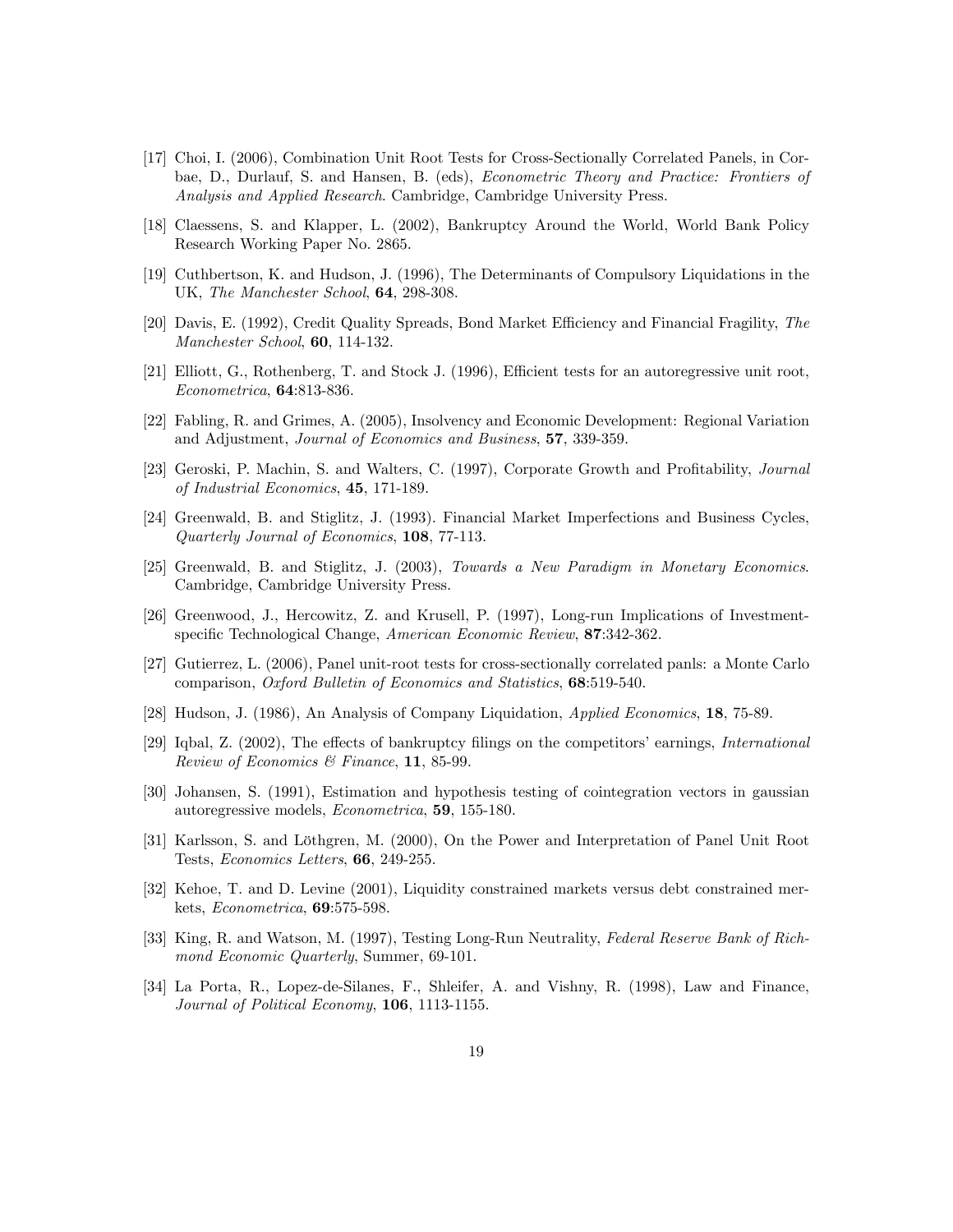[17] Choi, I. (2006), Combination Unit Root Tests for Cross-Sectionally Correlated Panels, in Corbae, D., Durlauf, S. and Hansen, B. (eds), *Econometric Theory and Practice: Frontiers of Analysis and Applied Research*. Cambridge, Cambridge University Press.

[18] Claessens, S. and Klapper, L. (2002), Bankruptcy Around the World, World Bank Policy Research Working Paper No. 2865.

[19] Cuthbertson, K. and Hudson, J. (1996), The Determinants of Compulsory Liquidations in the UK, *The Manchester School*, **64**, 298-308.

[20] Davis, E. (1992), Credit Quality Spreads, Bond Market Efficiency and Financial Fragility, *The Manchester School*, **60**, 114-132.

[21] Elliott, G., Rothenberg, T. and Stock J. (1996), Efficient tests for an autoregressive unit root, *Econometrica*, **64**:813-836.

[22] Fabling, R. and Grimes, A. (2005), Insolvency and Economic Development: Regional Variation and Adjustment, *Journal of Economics and Business*, **57**, 339-359.

[23] Geroski, P. Machin, S. and Walters, C. (1997), Corporate Growth and Profitability, *Journal of Industrial Economics*, **45**, 171-189.

[24] Greenwald, B. and Stiglitz, J. (1993). Financial Market Imperfections and Business Cycles, *Quarterly Journal of Economics*, **108**, 77-113.

[25] Greenwald, B. and Stiglitz, J. (2003), *Towards a New Paradigm in Monetary Economics*. Cambridge, Cambridge University Press.

[26] Greenwood, J., Hercowitz, Z. and Krusell, P. (1997), Long-run Implications of Investment-specific Technological Change, *American Economic Review*, **87**:342-362.

[27] Gutierrez, L. (2006), Panel unit-root tests for cross-sectionally correlated panls: a Monte Carlo comparison, *Oxford Bulletin of Economics and Statistics*, **68**:519-540.

[28] Hudson, J. (1986), An Analysis of Company Liquidation, *Applied Economics*, **18**, 75-89.

[29] Iqbal, Z. (2002), The effects of bankruptcy filings on the competitors' earnings, *International Review of Economics & Finance*, **11**, 85-99.

[30] Johansen, S. (1991), Estimation and hypothesis testing of cointegration vectors in gaussian autoregressive models, *Econometrica*, **59**, 155-180.

[31] Karlsson, S. and Löthgren, M. (2000), On the Power and Interpretation of Panel Unit Root Tests, *Economics Letters*, **66**, 249-255.

[32] Kehoe, T. and D. Levine (2001), Liquidity constrained markets versus debt constrained merkets, *Econometrica*, **69**:575-598.

[33] King, R. and Watson, M. (1997), Testing Long-Run Neutrality, *Federal Reserve Bank of Richmond Economic Quarterly*, Summer, 69-101.

[34] La Porta, R., Lopez-de-Silanes, F., Shleifer, A. and Vishny, R. (1998), Law and Finance, *Journal of Political Economy*, **106**, 1113-1155.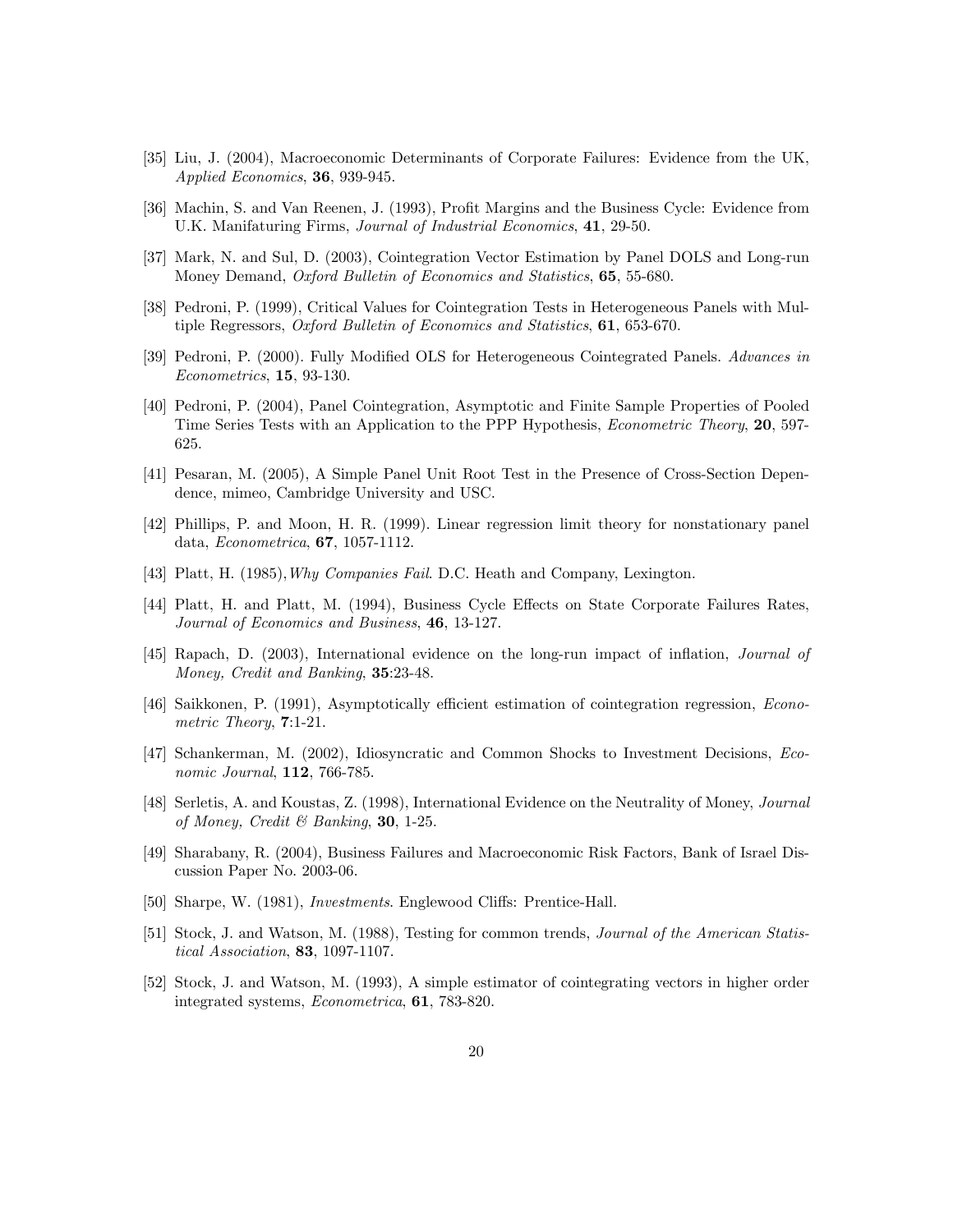[35] Liu, J. (2004), Macroeconomic Determinants of Corporate Failures: Evidence from the UK, *Applied Economics*, **36**, 939-945.

[36] Machin, S. and Van Reenen, J. (1993), Profit Margins and the Business Cycle: Evidence from U.K. Manifaturing Firms, *Journal of Industrial Economics*, **41**, 29-50.

[37] Mark, N. and Sul, D. (2003), Cointegration Vector Estimation by Panel DOLS and Long-run Money Demand, *Oxford Bulletin of Economics and Statistics*, **65**, 55-680.

[38] Pedroni, P. (1999), Critical Values for Cointegration Tests in Heterogeneous Panels with Multiple Regressors, *Oxford Bulletin of Economics and Statistics*, **61**, 653-670.

[39] Pedroni, P. (2000). Fully Modified OLS for Heterogeneous Cointegrated Panels. *Advances in Econometrics*, **15**, 93-130.

[40] Pedroni, P. (2004), Panel Cointegration, Asymptotic and Finite Sample Properties of Pooled Time Series Tests with an Application to the PPP Hypothesis, *Econometric Theory*, **20**, 597-625.

[41] Pesaran, M. (2005), A Simple Panel Unit Root Test in the Presence of Cross-Section Dependence, mimeo, Cambridge University and USC.

[42] Phillips, P. and Moon, H. R. (1999). Linear regression limit theory for nonstationary panel data, *Econometrica*, **67**, 1057-1112.

[43] Platt, H. (1985), *Why Companies Fail*. D.C. Heath and Company, Lexington.

[44] Platt, H. and Platt, M. (1994), Business Cycle Effects on State Corporate Failures Rates, *Journal of Economics and Business*, **46**, 13-127.

[45] Rapach, D. (2003), International evidence on the long-run impact of inflation, *Journal of Money, Credit and Banking*, **35**:23-48.

[46] Saikkonen, P. (1991), Asymptotically efficient estimation of cointegration regression, *Econometric Theory*, **7**:1-21.

[47] Schankerman, M. (2002), Idiosyncratic and Common Shocks to Investment Decisions, *Economic Journal*, **112**, 766-785.

[48] Serletis, A. and Koustas, Z. (1998), International Evidence on the Neutrality of Money, *Journal of Money, Credit & Banking*, **30**, 1-25.

[49] Sharabany, R. (2004), Business Failures and Macroeconomic Risk Factors, Bank of Israel Discussion Paper No. 2003-06.

[50] Sharpe, W. (1981), *Investments*. Englewood Cliffs: Prentice-Hall.

[51] Stock, J. and Watson, M. (1988), Testing for common trends, *Journal of the American Statistical Association*, **83**, 1097-1107.

[52] Stock, J. and Watson, M. (1993), A simple estimator of cointegrating vectors in higher order integrated systems, *Econometrica*, **61**, 783-820.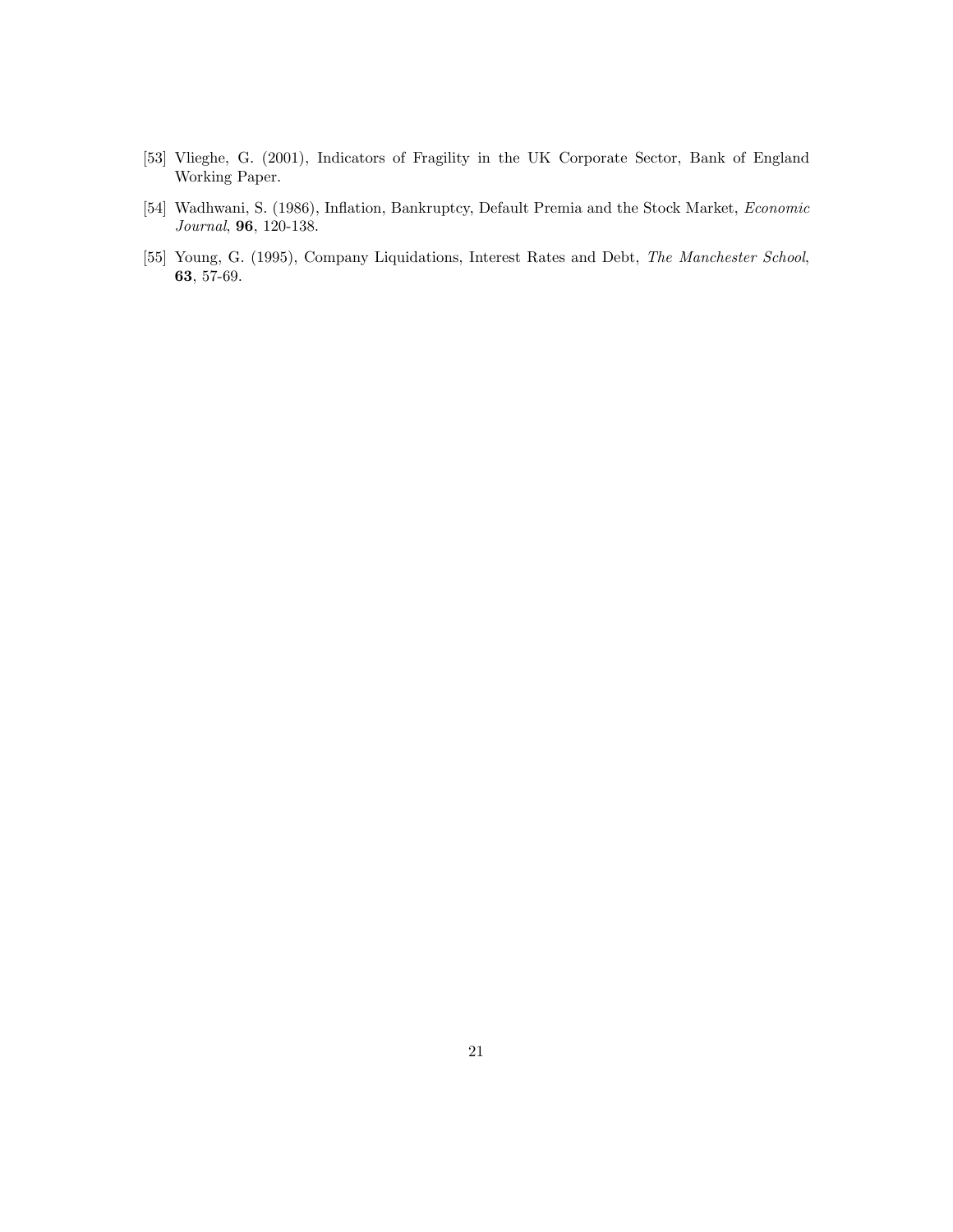[53] Vlieghe, G. (2001), Indicators of Fragility in the UK Corporate Sector, Bank of England Working Paper.

[54] Wadhwani, S. (1986), Inflation, Bankruptcy, Default Premia and the Stock Market, *Economic Journal*, **96**, 120-138.

[55] Young, G. (1995), Company Liquidations, Interest Rates and Debt, *The Manchester School*, **63**, 57-69.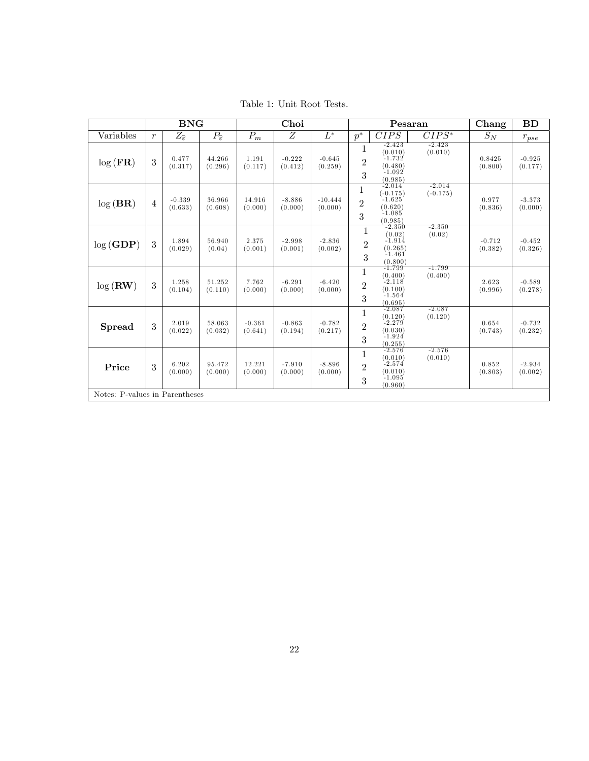Table 1: Unit Root Tests.

| | BNG | | | Choi | | | Pesaran | | | Chang | BD |
|---|---|---|---|---|---|---|---|---|---|---|---|
| Variables | $r$ | $Z_{\hat{\varepsilon}}$ | $P_{\hat{\varepsilon}}$ | $P_m$ | $Z$ | $L^*$ | $p^*$ | $CIPS$ | $CIPS^*$ | $S_N$ | $r_{pse}$ |
| $\log(\mathbf{FR})$ | 3 | 0.477 (0.317) | 44.266 (0.296) | 1.191 (0.117) | -0.222 (0.412) | -0.645 (0.259) | 1 | -2.423 (0.010) | -2.423 (0.010) | 0.8425 (0.800) | -0.925 (0.177) |
| | | | | | | | 2 | -1.732 (0.480) | | | |
| | | | | | | | 3 | -1.092 (0.985) | | | |
| $\log(\mathbf{BR})$ | 4 | -0.339 (0.633) | 36.966 (0.608) | 14.916 (0.000) | -8.886 (0.000) | -10.444 (0.000) | 1 | -2.014 (-0.175) | -2.014 (-0.175) | 0.977 (0.836) | -3.373 (0.000) |
| | | | | | | | 2 | -1.625 (0.620) | | | |
| | | | | | | | 3 | -1.085 (0.985) | | | |
| $\log(\mathbf{GDP})$ | 3 | 1.894 (0.029) | 56.940 (0.04) | 2.375 (0.001) | -2.998 (0.001) | -2.836 (0.002) | 1 | -2.350 (0.02) | -2.350 (0.02) | -0.712 (0.382) | -0.452 (0.326) |
| | | | | | | | 2 | -1.914 (0.265) | | | |
| | | | | | | | 3 | -1.461 (0.800) | | | |
| $\log(\mathbf{RW})$ | 3 | 1.258 (0.104) | 51.252 (0.110) | 7.762 (0.000) | -6.291 (0.000) | -6.420 (0.000) | 1 | -1.799 (0.400) | -1.799 (0.400) | 2.623 (0.996) | -0.589 (0.278) |
| | | | | | | | 2 | -2.118 (0.100) | | | |
| | | | | | | | 3 | -1.564 (0.695) | | | |
| **Spread** | 3 | 2.019 (0.022) | 58.063 (0.032) | -0.361 (0.641) | -0.863 (0.194) | -0.782 (0.217) | 1 | -2.087 (0.120) | -2.087 (0.120) | 0.654 (0.743) | -0.732 (0.232) |
| | | | | | | | 2 | -2.279 (0.030) | | | |
| | | | | | | | 3 | -1.924 (0.255) | | | |
| **Price** | 3 | 6.202 (0.000) | 95.472 (0.000) | 12.221 (0.000) | -7.910 (0.000) | -8.896 (0.000) | 1 | -2.576 (0.010) | -2.576 (0.010) | 0.852 (0.803) | -2.934 (0.002) |
| | | | | | | | 2 | -2.574 (0.010) | | | |
| | | | | | | | 3 | -1.095 (0.960) | | | |

Notes: P-values in Parentheses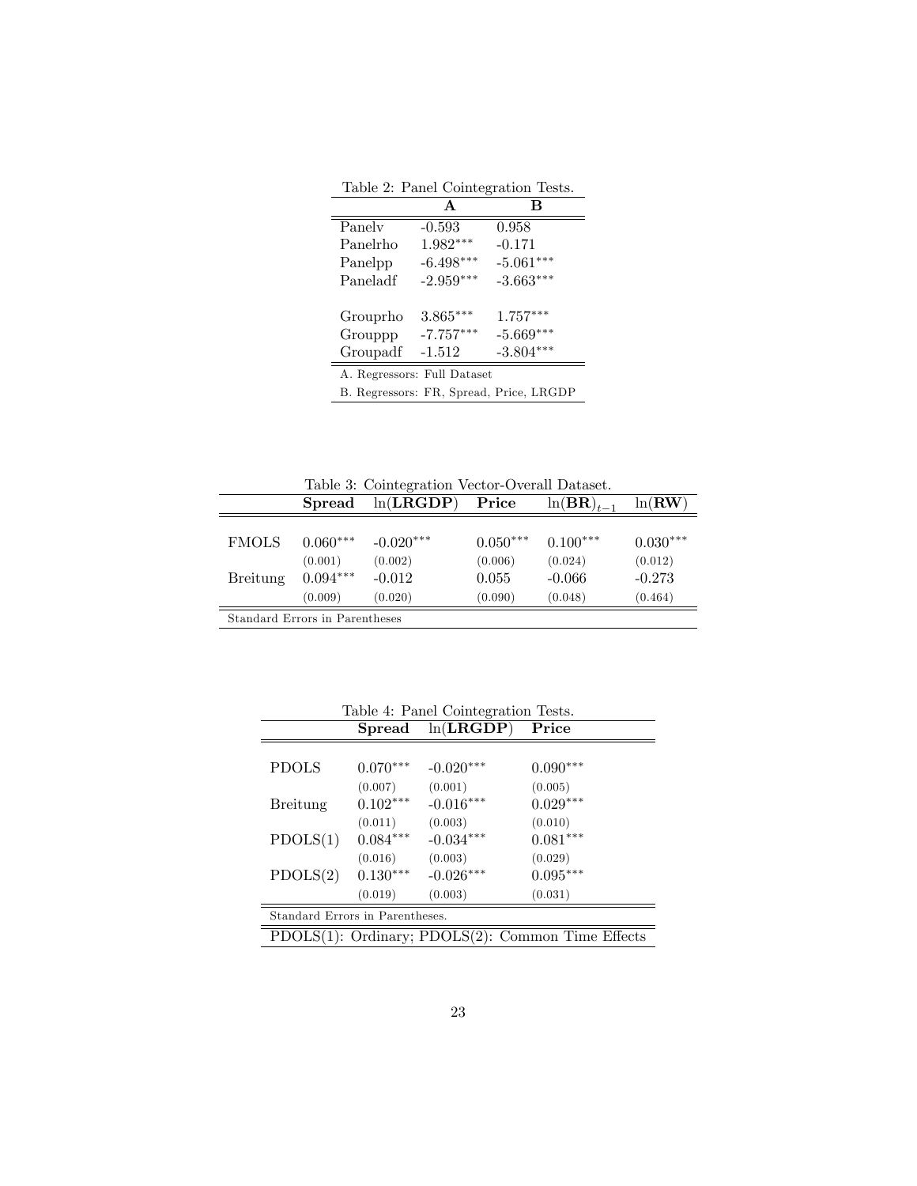Table 2: Panel Cointegration Tests.

| | **A** | **B** |
|---|---|---|
| Panelv | -0.593 | 0.958 |
| Panelrho | 1.982$^{***}$ | -0.171 |
| Panelpp | -6.498$^{***}$ | -5.061$^{***}$ |
| Paneladf | -2.959$^{***}$ | -3.663$^{***}$ |
| Grouprho | 3.865$^{***}$ | 1.757$^{***}$ |
| Grouppp | -7.757$^{***}$ | -5.669$^{***}$ |
| Groupadf | -1.512 | -3.804$^{***}$ |

A. Regressors: Full Dataset

B. Regressors: FR, Spread, Price, LRGDP

Table 3: Cointegration Vector-Overall Dataset.

| | **Spread** | ln(**LRGDP**) | **Price** | $\ln(\mathbf{BR})_{t-1}$ | ln(**RW**) |
|---|---|---|---|---|---|
| FMOLS | 0.060$^{***}$ | -0.020$^{***}$ | 0.050$^{***}$ | 0.100$^{***}$ | 0.030$^{***}$ |
| | (0.001) | (0.002) | (0.006) | (0.024) | (0.012) |
| Breitung | 0.094$^{***}$ | -0.012 | 0.055 | -0.066 | -0.273 |
| | (0.009) | (0.020) | (0.090) | (0.048) | (0.464) |

Standard Errors in Parentheses

Table 4: Panel Cointegration Tests.

| | **Spread** | ln(**LRGDP**) | **Price** |
|---|---|---|---|
| PDOLS | 0.070$^{***}$ | -0.020$^{***}$ | 0.090$^{***}$ |
| | (0.007) | (0.001) | (0.005) |
| Breitung | 0.102$^{***}$ | -0.016$^{***}$ | 0.029$^{***}$ |
| | (0.011) | (0.003) | (0.010) |
| PDOLS(1) | 0.084$^{***}$ | -0.034$^{***}$ | 0.081$^{***}$ |
| | (0.016) | (0.003) | (0.029) |
| PDOLS(2) | 0.130$^{***}$ | -0.026$^{***}$ | 0.095$^{***}$ |
| | (0.019) | (0.003) | (0.031) |

Standard Errors in Parentheses.

PDOLS(1): Ordinary; PDOLS(2): Common Time Effects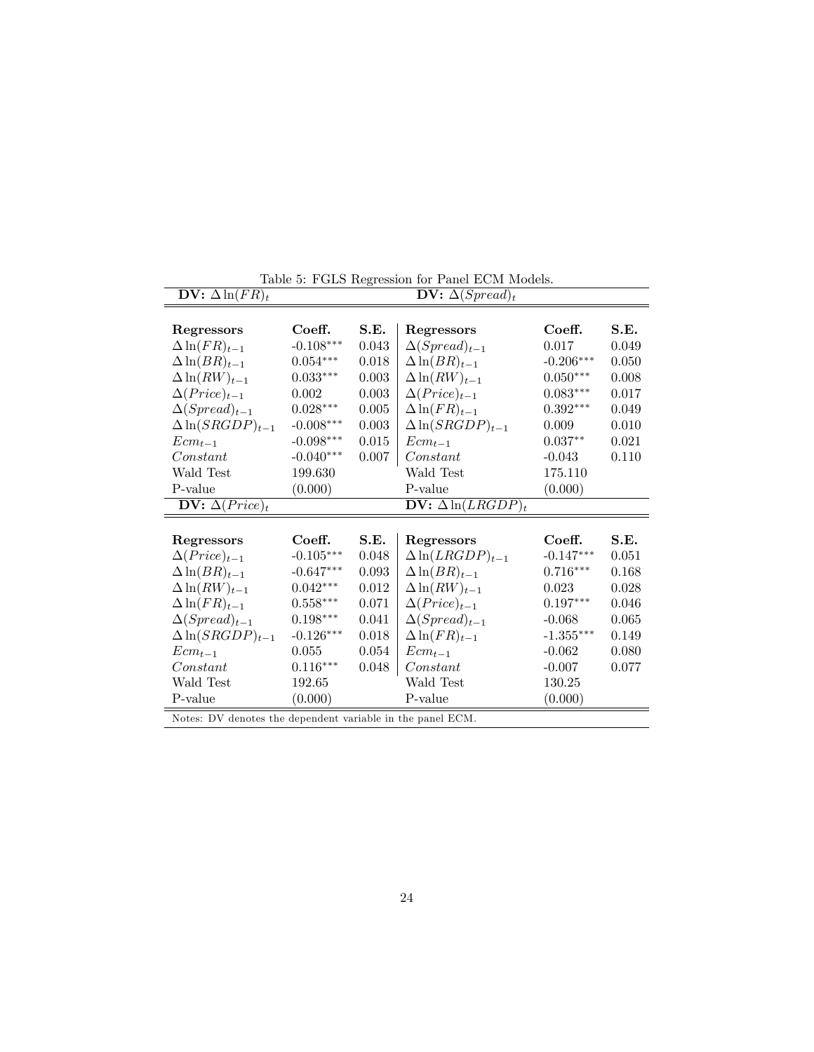Table 5: FGLS Regression for Panel ECM Models.

| **DV:** $\Delta\ln(FR)_t$ | | | **DV:** $\Delta(Spread)_t$ | | |
|---|---|---|---|---|---|
| **Regressors** | **Coeff.** | **S.E.** | **Regressors** | **Coeff.** | **S.E.** |
| $\Delta\ln(FR)_{t-1}$ | -0.108*** | 0.043 | $\Delta(Spread)_{t-1}$ | 0.017 | 0.049 |
| $\Delta\ln(BR)_{t-1}$ | 0.054*** | 0.018 | $\Delta\ln(BR)_{t-1}$ | -0.206*** | 0.050 |
| $\Delta\ln(RW)_{t-1}$ | 0.033*** | 0.003 | $\Delta\ln(RW)_{t-1}$ | 0.050*** | 0.008 |
| $\Delta(Price)_{t-1}$ | 0.002 | 0.003 | $\Delta(Price)_{t-1}$ | 0.083*** | 0.017 |
| $\Delta(Spread)_{t-1}$ | 0.028*** | 0.005 | $\Delta\ln(FR)_{t-1}$ | 0.392*** | 0.049 |
| $\Delta\ln(SRGDP)_{t-1}$ | -0.008*** | 0.003 | $\Delta\ln(SRGDP)_{t-1}$ | 0.009 | 0.010 |
| $Ecm_{t-1}$ | -0.098*** | 0.015 | $Ecm_{t-1}$ | 0.037** | 0.021 |
| $Constant$ | -0.040*** | 0.007 | $Constant$ | -0.043 | 0.110 |
| Wald Test | 199.630 | | Wald Test | 175.110 | |
| P-value | (0.000) | | P-value | (0.000) | |
| **DV:** $\Delta(Price)_t$ | | | **DV:** $\Delta\ln(LRGDP)_t$ | | |
| **Regressors** | **Coeff.** | **S.E.** | **Regressors** | **Coeff.** | **S.E.** |
| $\Delta(Price)_{t-1}$ | -0.105*** | 0.048 | $\Delta\ln(LRGDP)_{t-1}$ | -0.147*** | 0.051 |
| $\Delta\ln(BR)_{t-1}$ | -0.647*** | 0.093 | $\Delta\ln(BR)_{t-1}$ | 0.716*** | 0.168 |
| $\Delta\ln(RW)_{t-1}$ | 0.042*** | 0.012 | $\Delta\ln(RW)_{t-1}$ | 0.023 | 0.028 |
| $\Delta\ln(FR)_{t-1}$ | 0.558*** | 0.071 | $\Delta(Price)_{t-1}$ | 0.197*** | 0.046 |
| $\Delta(Spread)_{t-1}$ | 0.198*** | 0.041 | $\Delta(Spread)_{t-1}$ | -0.068 | 0.065 |
| $\Delta\ln(SRGDP)_{t-1}$ | -0.126*** | 0.018 | $\Delta\ln(FR)_{t-1}$ | -1.355*** | 0.149 |
| $Ecm_{t-1}$ | 0.055 | 0.054 | $Ecm_{t-1}$ | -0.062 | 0.080 |
| $Constant$ | 0.116*** | 0.048 | $Constant$ | -0.007 | 0.077 |
| Wald Test | 192.65 | | Wald Test | 130.25 | |
| P-value | (0.000) | | P-value | (0.000) | |

Notes: DV denotes the dependent variable in the panel ECM.